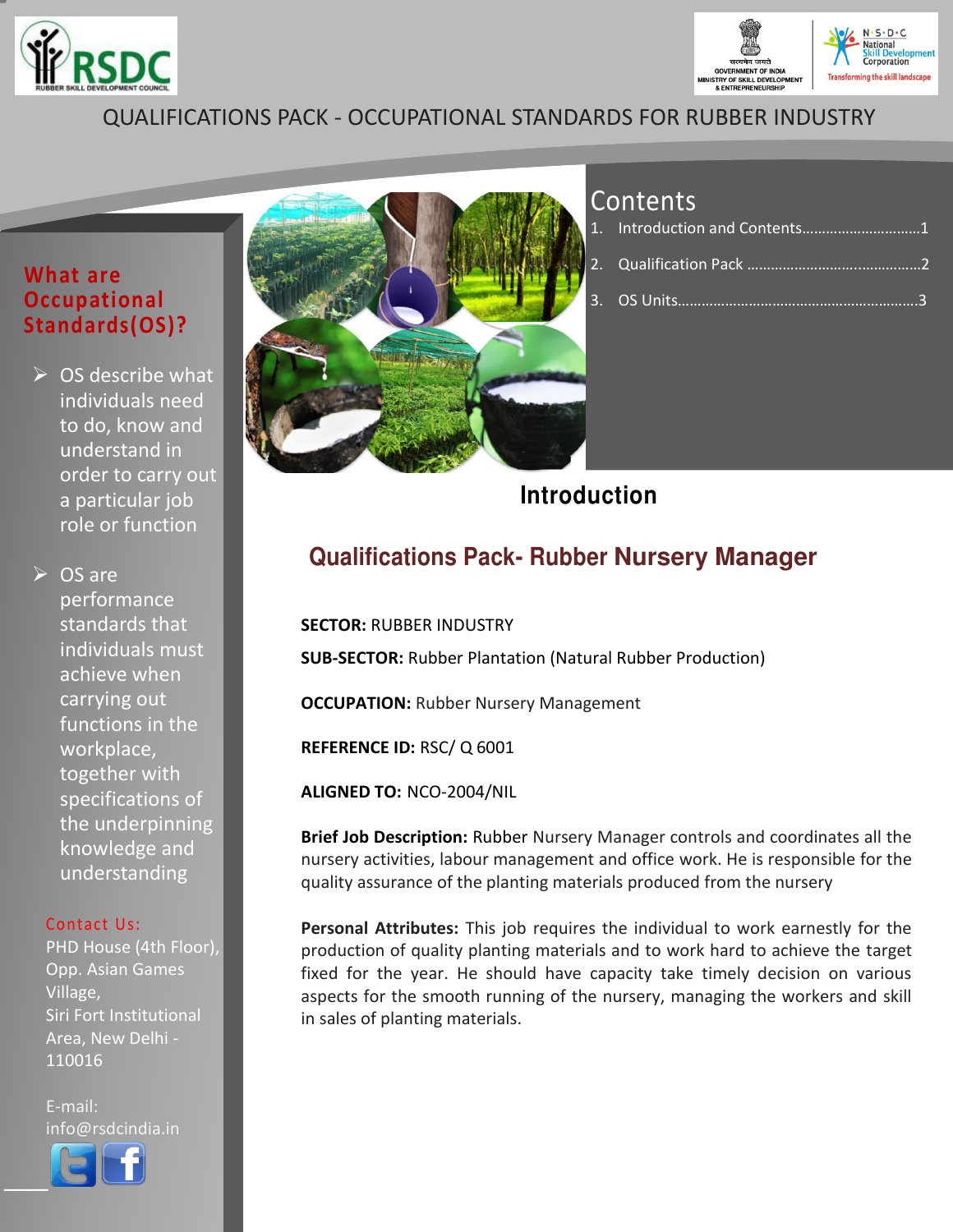RSDC RUBBER SKILL DEVELOPMENT COUNCIL

GOVERNMENT OF INDIA MINISTRY OF SKILL DEVELOPMENT & ENTREPRENEURSHIP

N·S·D·C National Skill Development Corporation — Transforming the skill landscape

# QUALIFICATIONS PACK - OCCUPATIONAL STANDARDS FOR RUBBER INDUSTRY

## What are Occupational Standards(OS)?

- OS describe what individuals need to do, know and understand in order to carry out a particular job role or function
- OS are performance standards that individuals must achieve when carrying out functions in the workplace, together with specifications of the underpinning knowledge and understanding

Contact Us:
PHD House (4th Floor), Opp. Asian Games Village,
Siri Fort Institutional Area, New Delhi - 110016

E-mail: info@rsdcindia.in

## Contents

1. Introduction and Contents..............................1
2. Qualification Pack ............................................2
3. OS Units...........................................................3

## Introduction

### Qualifications Pack- Rubber Nursery Manager

**SECTOR:** RUBBER INDUSTRY

**SUB-SECTOR:** Rubber Plantation (Natural Rubber Production)

**OCCUPATION:** Rubber Nursery Management

**REFERENCE ID:** RSC/ Q 6001

**ALIGNED TO:** NCO-2004/NIL

**Brief Job Description:** Rubber Nursery Manager controls and coordinates all the nursery activities, labour management and office work. He is responsible for the quality assurance of the planting materials produced from the nursery

**Personal Attributes:** This job requires the individual to work earnestly for the production of quality planting materials and to work hard to achieve the target fixed for the year. He should have capacity take timely decision on various aspects for the smooth running of the nursery, managing the workers and skill in sales of planting materials.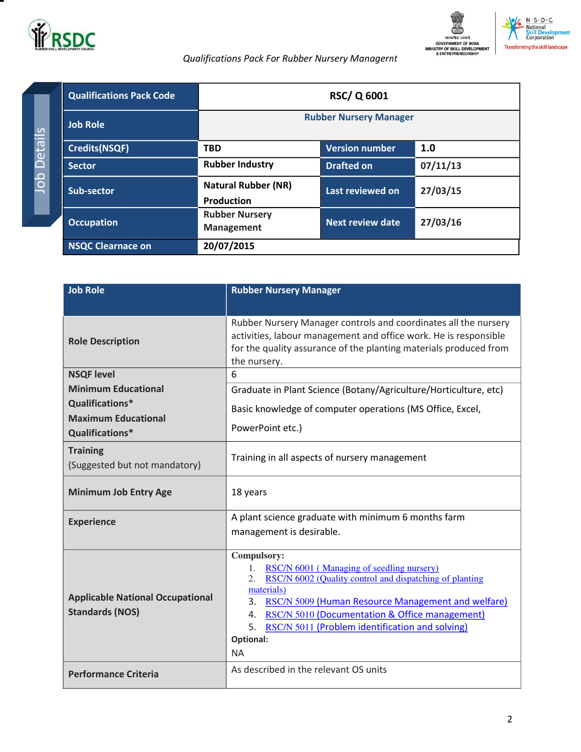| Job Details | | | |
|---|---|---|---|
| **Qualifications Pack Code** | **RSC/ Q 6001** | | |
| **Job Role** | **Rubber Nursery Manager** | | |
| **Credits(NSQF)** | **TBD** | **Version number** | **1.0** |
| **Sector** | **Rubber Industry** | **Drafted on** | **07/11/13** |
| **Sub-sector** | **Natural Rubber (NR) Production** | **Last reviewed on** | **27/03/15** |
| **Occupation** | **Rubber Nursery Management** | **Next review date** | **27/03/16** |
| **NSQC Clearnace on** | **20/07/2015** | | |

| **Job Role** | **Rubber Nursery Manager** |
|---|---|
| **Role Description** | Rubber Nursery Manager controls and coordinates all the nursery activities, labour management and office work. He is responsible for the quality assurance of the planting materials produced from the nursery. |
| **NSQF level** | 6 |
| **Minimum Educational Qualifications*** <br> **Maximum Educational Qualifications*** | Graduate in Plant Science (Botany/Agriculture/Horticulture, etc) <br> Basic knowledge of computer operations (MS Office, Excel, PowerPoint etc.) |
| **Training** (Suggested but not mandatory) | Training in all aspects of nursery management |
| **Minimum Job Entry Age** | 18 years |
| **Experience** | A plant science graduate with minimum 6 months farm management is desirable. |
| **Applicable National Occupational Standards (NOS)** | **Compulsory:** <br> 1. RSC/N 6001 ( Managing of seedling nursery) <br> 2. RSC/N 6002 (Quality control and dispatching of planting materials) <br> 3. RSC/N 5009 (Human Resource Management and welfare) <br> 4. RSC/N 5010 (Documentation & Office management) <br> 5. RSC/N 5011 (Problem identification and solving) <br> **Optional:** <br> NA |
| **Performance Criteria** | As described in the relevant OS units |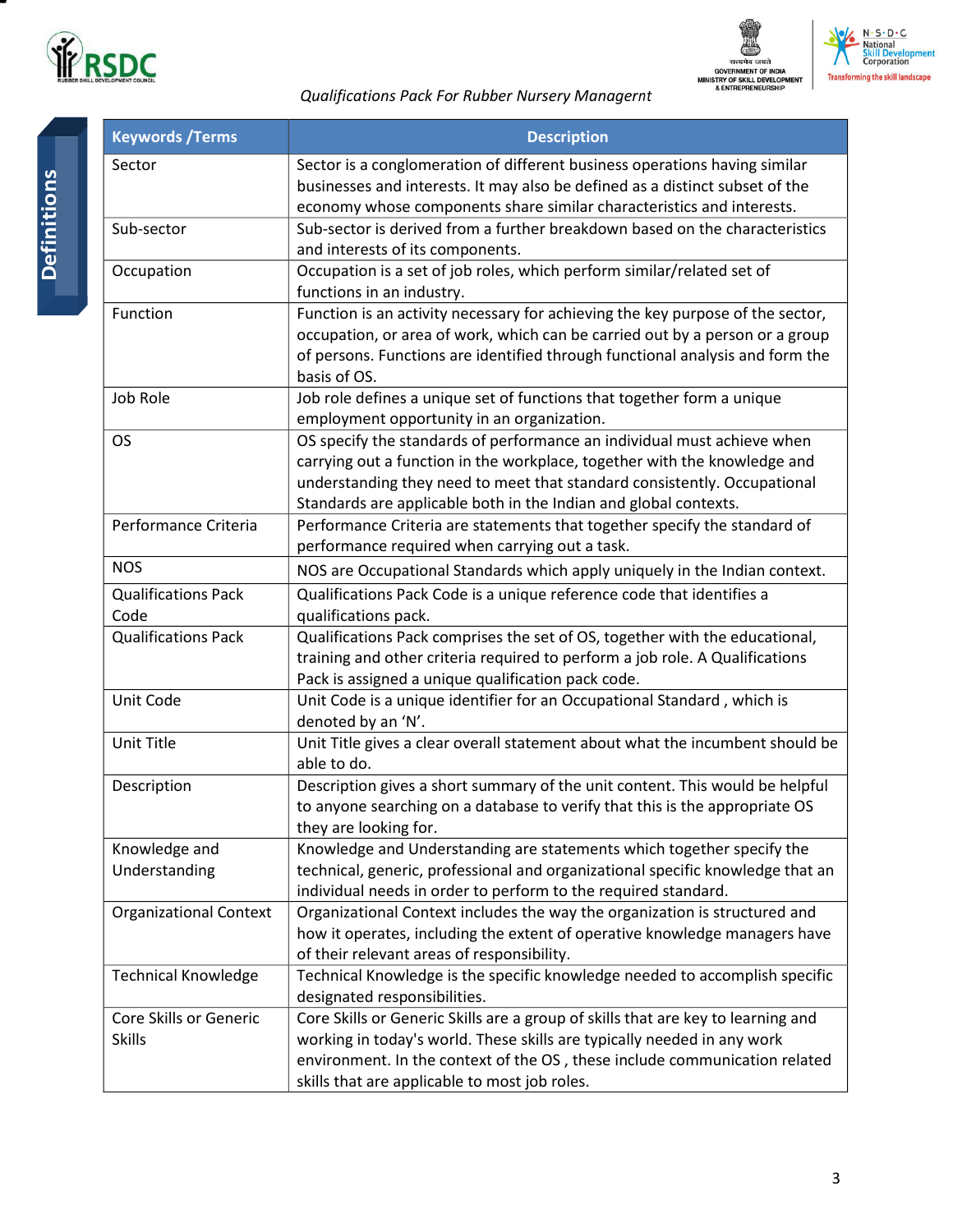## Definitions

| Keywords /Terms | Description |
|---|---|
| Sector | Sector is a conglomeration of different business operations having similar businesses and interests. It may also be defined as a distinct subset of the economy whose components share similar characteristics and interests. |
| Sub-sector | Sub-sector is derived from a further breakdown based on the characteristics and interests of its components. |
| Occupation | Occupation is a set of job roles, which perform similar/related set of functions in an industry. |
| Function | Function is an activity necessary for achieving the key purpose of the sector, occupation, or area of work, which can be carried out by a person or a group of persons. Functions are identified through functional analysis and form the basis of OS. |
| Job Role | Job role defines a unique set of functions that together form a unique employment opportunity in an organization. |
| OS | OS specify the standards of performance an individual must achieve when carrying out a function in the workplace, together with the knowledge and understanding they need to meet that standard consistently. Occupational Standards are applicable both in the Indian and global contexts. |
| Performance Criteria | Performance Criteria are statements that together specify the standard of performance required when carrying out a task. |
| NOS | NOS are Occupational Standards which apply uniquely in the Indian context. |
| Qualifications Pack Code | Qualifications Pack Code is a unique reference code that identifies a qualifications pack. |
| Qualifications Pack | Qualifications Pack comprises the set of OS, together with the educational, training and other criteria required to perform a job role. A Qualifications Pack is assigned a unique qualification pack code. |
| Unit Code | Unit Code is a unique identifier for an Occupational Standard , which is denoted by an 'N'. |
| Unit Title | Unit Title gives a clear overall statement about what the incumbent should be able to do. |
| Description | Description gives a short summary of the unit content. This would be helpful to anyone searching on a database to verify that this is the appropriate OS they are looking for. |
| Knowledge and Understanding | Knowledge and Understanding are statements which together specify the technical, generic, professional and organizational specific knowledge that an individual needs in order to perform to the required standard. |
| Organizational Context | Organizational Context includes the way the organization is structured and how it operates, including the extent of operative knowledge managers have of their relevant areas of responsibility. |
| Technical Knowledge | Technical Knowledge is the specific knowledge needed to accomplish specific designated responsibilities. |
| Core Skills or Generic Skills | Core Skills or Generic Skills are a group of skills that are key to learning and working in today's world. These skills are typically needed in any work environment. In the context of the OS , these include communication related skills that are applicable to most job roles. |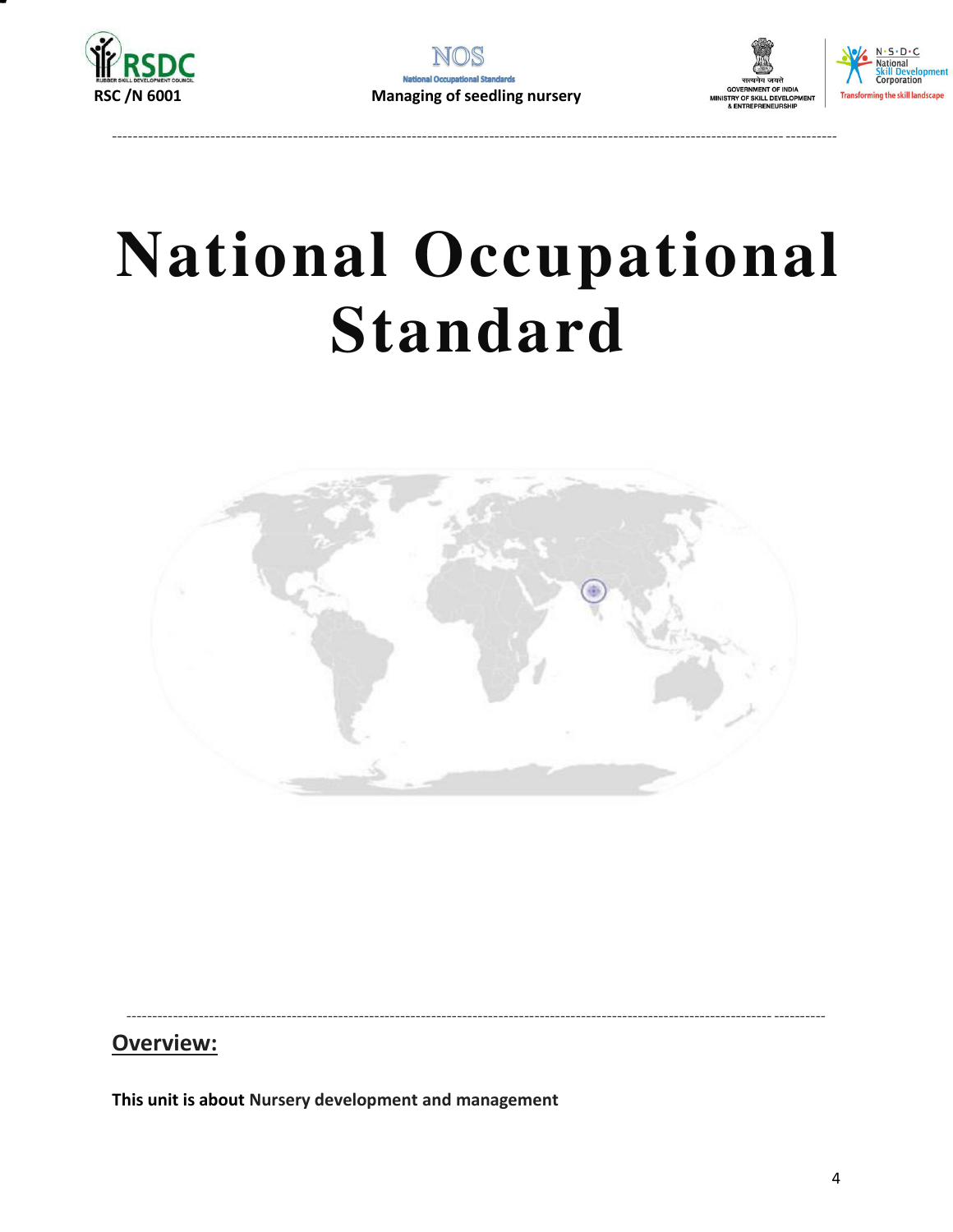# National Occupational Standard

## Overview:

**This unit is about Nursery development and management**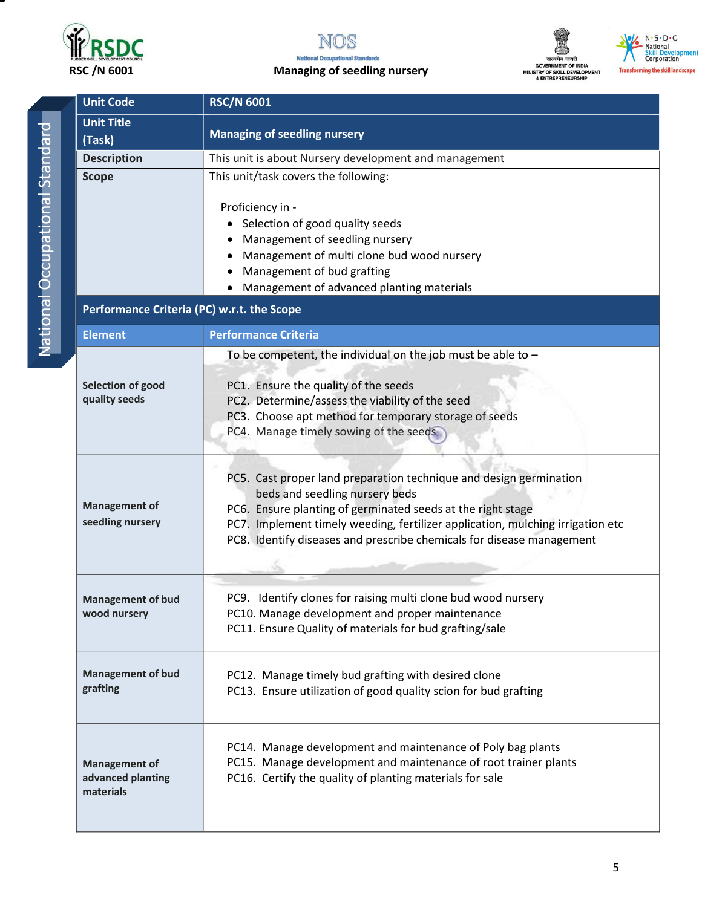| Unit Code | RSC/N 6001 |
|---|---|
| Unit Title (Task) | Managing of seedling nursery |
| Description | This unit is about Nursery development and management |
| Scope | This unit/task covers the following:<br><br>Proficiency in -<br>• Selection of good quality seeds<br>• Management of seedling nursery<br>• Management of multi clone bud wood nursery<br>• Management of bud grafting<br>• Management of advanced planting materials |
| **Performance Criteria (PC) w.r.t. the Scope** | |
| **Element** | **Performance Criteria** |
| **Selection of good quality seeds** | To be competent, the individual on the job must be able to –<br><br>PC1. Ensure the quality of the seeds<br>PC2. Determine/assess the viability of the seed<br>PC3. Choose apt method for temporary storage of seeds<br>PC4. Manage timely sowing of the seeds |
| **Management of seedling nursery** | PC5. Cast proper land preparation technique and design germination beds and seedling nursery beds<br>PC6. Ensure planting of germinated seeds at the right stage<br>PC7. Implement timely weeding, fertilizer application, mulching irrigation etc<br>PC8. Identify diseases and prescribe chemicals for disease management |
| **Management of bud wood nursery** | PC9. Identify clones for raising multi clone bud wood nursery<br>PC10. Manage development and proper maintenance<br>PC11. Ensure Quality of materials for bud grafting/sale |
| **Management of bud grafting** | PC12. Manage timely bud grafting with desired clone<br>PC13. Ensure utilization of good quality scion for bud grafting |
| **Management of advanced planting materials** | PC14. Manage development and maintenance of Poly bag plants<br>PC15. Manage development and maintenance of root trainer plants<br>PC16. Certify the quality of planting materials for sale |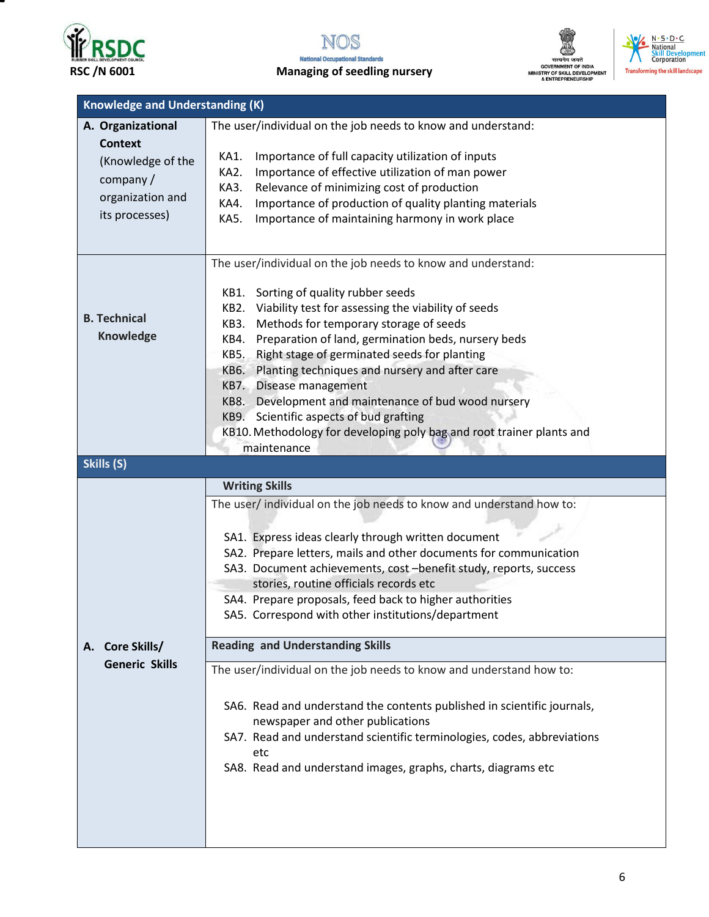| Knowledge and Understanding (K) | |
|---|---|
| **A. Organizational Context** (Knowledge of the company / organization and its processes) | The user/individual on the job needs to know and understand:<br><br>KA1. Importance of full capacity utilization of inputs<br>KA2. Importance of effective utilization of man power<br>KA3. Relevance of minimizing cost of production<br>KA4. Importance of production of quality planting materials<br>KA5. Importance of maintaining harmony in work place |
| **B. Technical Knowledge** | The user/individual on the job needs to know and understand:<br><br>KB1. Sorting of quality rubber seeds<br>KB2. Viability test for assessing the viability of seeds<br>KB3. Methods for temporary storage of seeds<br>KB4. Preparation of land, germination beds, nursery beds<br>KB5. Right stage of germinated seeds for planting<br>KB6. Planting techniques and nursery and after care<br>KB7. Disease management<br>KB8. Development and maintenance of bud wood nursery<br>KB9. Scientific aspects of bud grafting<br>KB10. Methodology for developing poly bag and root trainer plants and maintenance |
| **Skills (S)** | |
| **A. Core Skills/ Generic Skills** | **Writing Skills**<br><br>The user/ individual on the job needs to know and understand how to:<br><br>SA1. Express ideas clearly through written document<br>SA2. Prepare letters, mails and other documents for communication<br>SA3. Document achievements, cost –benefit study, reports, success stories, routine officials records etc<br>SA4. Prepare proposals, feed back to higher authorities<br>SA5. Correspond with other institutions/department<br><br>**Reading and Understanding Skills**<br><br>The user/individual on the job needs to know and understand how to:<br><br>SA6. Read and understand the contents published in scientific journals, newspaper and other publications<br>SA7. Read and understand scientific terminologies, codes, abbreviations etc<br>SA8. Read and understand images, graphs, charts, diagrams etc |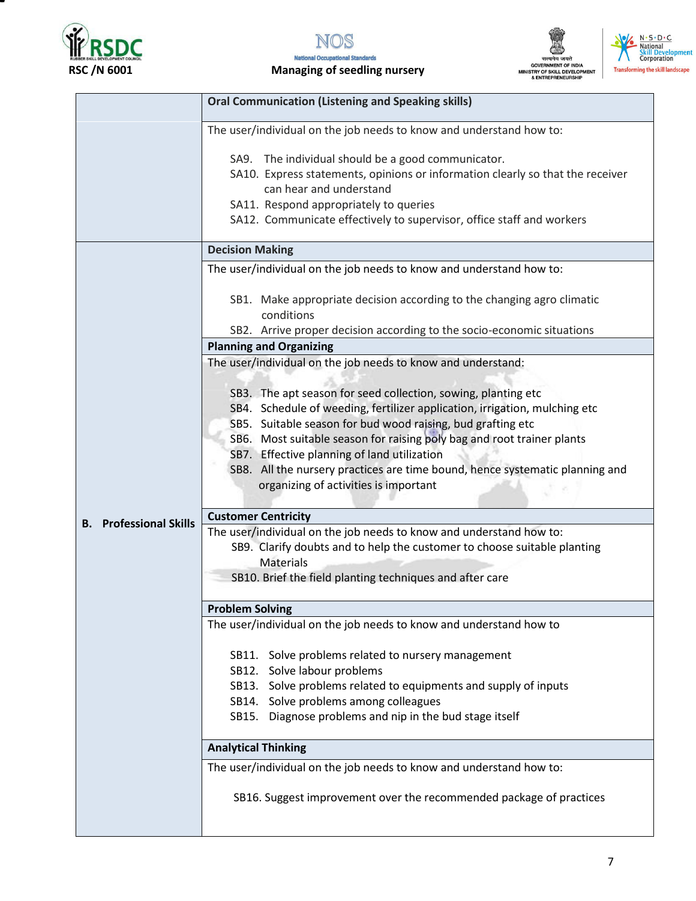| | Oral Communication (Listening and Speaking skills) |
|---|---|
| | The user/individual on the job needs to know and understand how to:<br><br>SA9. The individual should be a good communicator.<br>SA10. Express statements, opinions or information clearly so that the receiver can hear and understand<br>SA11. Respond appropriately to queries<br>SA12. Communicate effectively to supervisor, office staff and workers |
| **B. Professional Skills** | **Decision Making** |
| | The user/individual on the job needs to know and understand how to:<br><br>SB1. Make appropriate decision according to the changing agro climatic conditions<br>SB2. Arrive proper decision according to the socio-economic situations |
| | **Planning and Organizing** |
| | The user/individual on the job needs to know and understand:<br><br>SB3. The apt season for seed collection, sowing, planting etc<br>SB4. Schedule of weeding, fertilizer application, irrigation, mulching etc<br>SB5. Suitable season for bud wood raising, bud grafting etc<br>SB6. Most suitable season for raising poly bag and root trainer plants<br>SB7. Effective planning of land utilization<br>SB8. All the nursery practices are time bound, hence systematic planning and organizing of activities is important |
| | **Customer Centricity** |
| | The user/individual on the job needs to know and understand how to:<br>SB9. Clarify doubts and to help the customer to choose suitable planting Materials<br>SB10. Brief the field planting techniques and after care |
| | **Problem Solving** |
| | The user/individual on the job needs to know and understand how to<br><br>SB11. Solve problems related to nursery management<br>SB12. Solve labour problems<br>SB13. Solve problems related to equipments and supply of inputs<br>SB14. Solve problems among colleagues<br>SB15. Diagnose problems and nip in the bud stage itself |
| | **Analytical Thinking** |
| | The user/individual on the job needs to know and understand how to:<br><br>SB16. Suggest improvement over the recommended package of practices |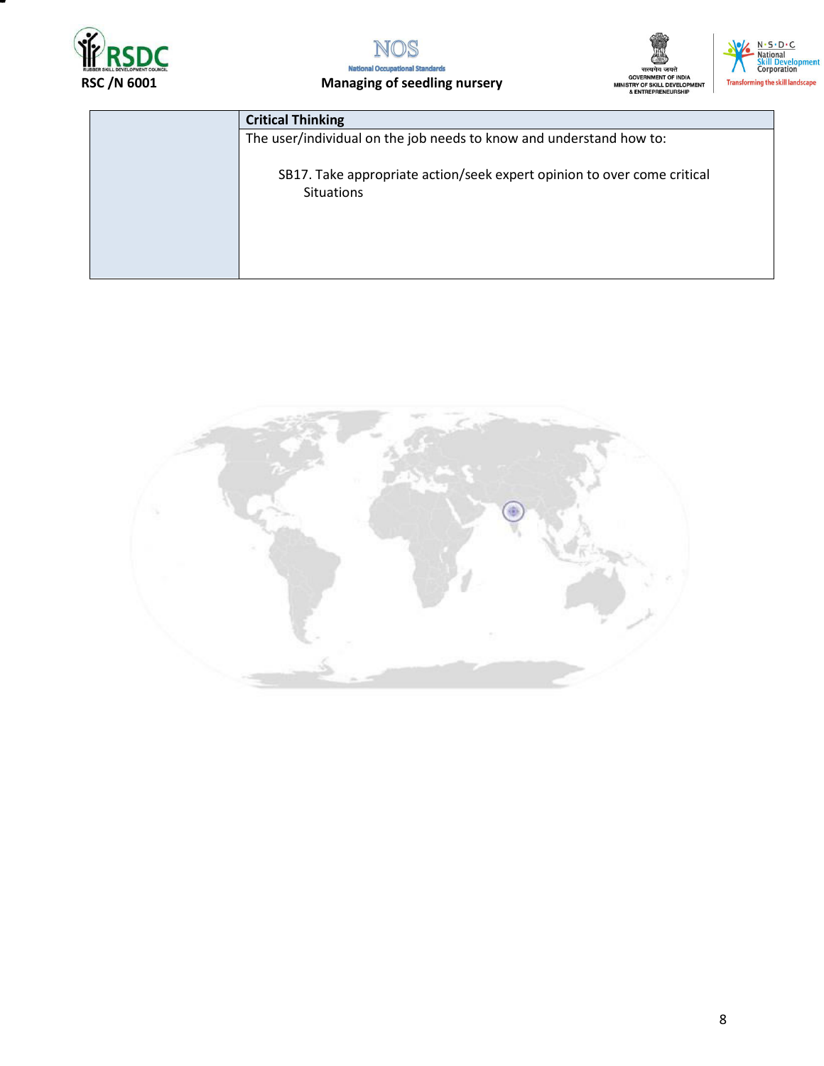|  | **Critical Thinking** |
|---|---|
|  | The user/individual on the job needs to know and understand how to:<br><br>SB17. Take appropriate action/seek expert opinion to over come critical Situations |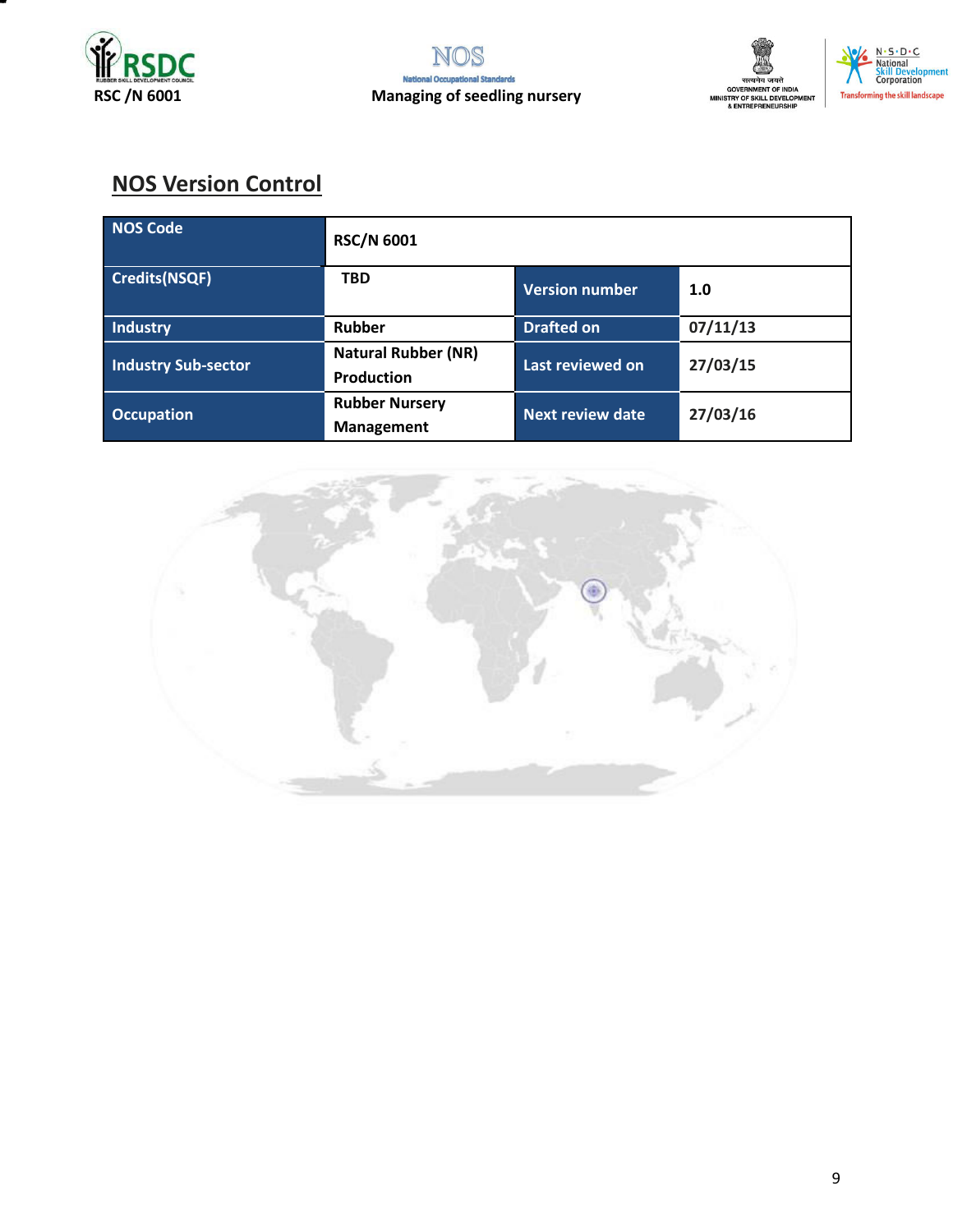## NOS Version Control

| NOS Code | RSC/N 6001 | | |
|---|---|---|---|
| Credits(NSQF) | TBD | Version number | 1.0 |
| Industry | Rubber | Drafted on | 07/11/13 |
| Industry Sub-sector | Natural Rubber (NR) Production | Last reviewed on | 27/03/15 |
| Occupation | Rubber Nursery Management | Next review date | 27/03/16 |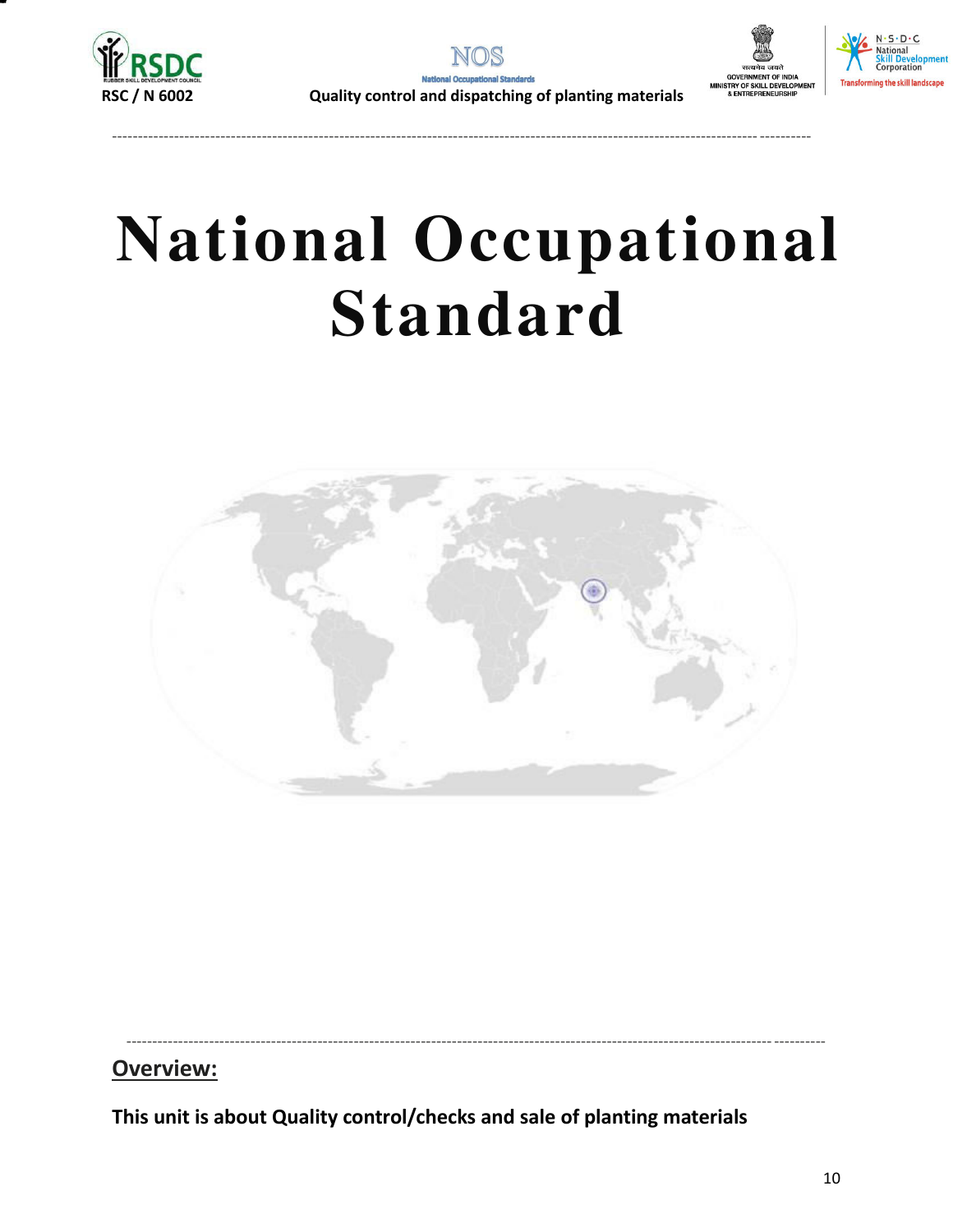# National Occupational Standard

## Overview:

**This unit is about Quality control/checks and sale of planting materials**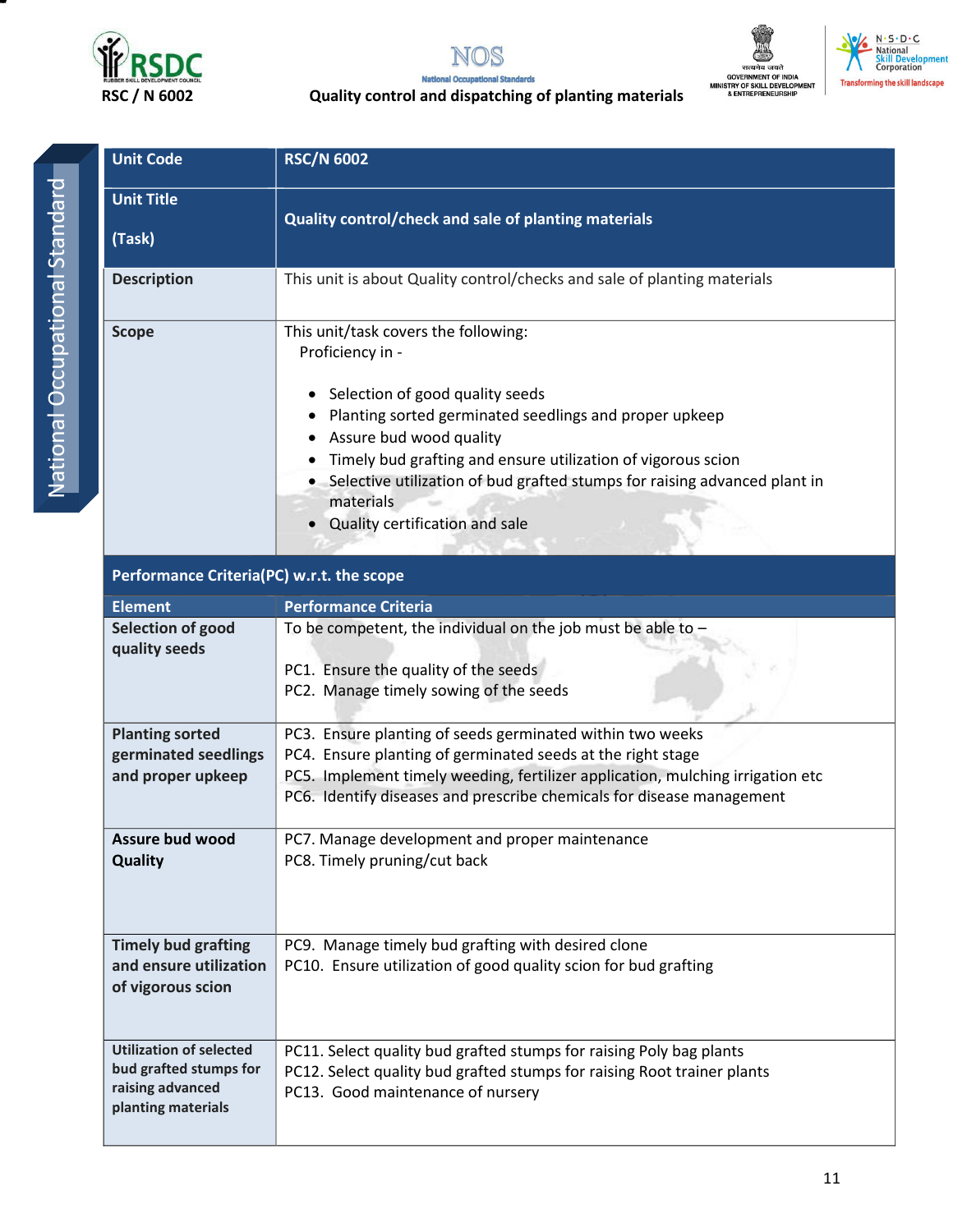| Unit Code | RSC/N 6002 |
|---|---|
| Unit Title<br><br>(Task) | Quality control/check and sale of planting materials |
| Description | This unit is about Quality control/checks and sale of planting materials |
| Scope | This unit/task covers the following:<br>Proficiency in -<br><br>• Selection of good quality seeds<br>• Planting sorted germinated seedlings and proper upkeep<br>• Assure bud wood quality<br>• Timely bud grafting and ensure utilization of vigorous scion<br>• Selective utilization of bud grafted stumps for raising advanced plant in materials<br>• Quality certification and sale |
| **Performance Criteria(PC) w.r.t. the scope** | |
| **Element** | **Performance Criteria** |
| **Selection of good quality seeds** | To be competent, the individual on the job must be able to –<br><br>PC1. Ensure the quality of the seeds<br>PC2. Manage timely sowing of the seeds |
| **Planting sorted germinated seedlings and proper upkeep** | PC3. Ensure planting of seeds germinated within two weeks<br>PC4. Ensure planting of germinated seeds at the right stage<br>PC5. Implement timely weeding, fertilizer application, mulching irrigation etc<br>PC6. Identify diseases and prescribe chemicals for disease management |
| **Assure bud wood Quality** | PC7. Manage development and proper maintenance<br>PC8. Timely pruning/cut back |
| **Timely bud grafting and ensure utilization of vigorous scion** | PC9. Manage timely bud grafting with desired clone<br>PC10. Ensure utilization of good quality scion for bud grafting |
| **Utilization of selected bud grafted stumps for raising advanced planting materials** | PC11. Select quality bud grafted stumps for raising Poly bag plants<br>PC12. Select quality bud grafted stumps for raising Root trainer plants<br>PC13. Good maintenance of nursery |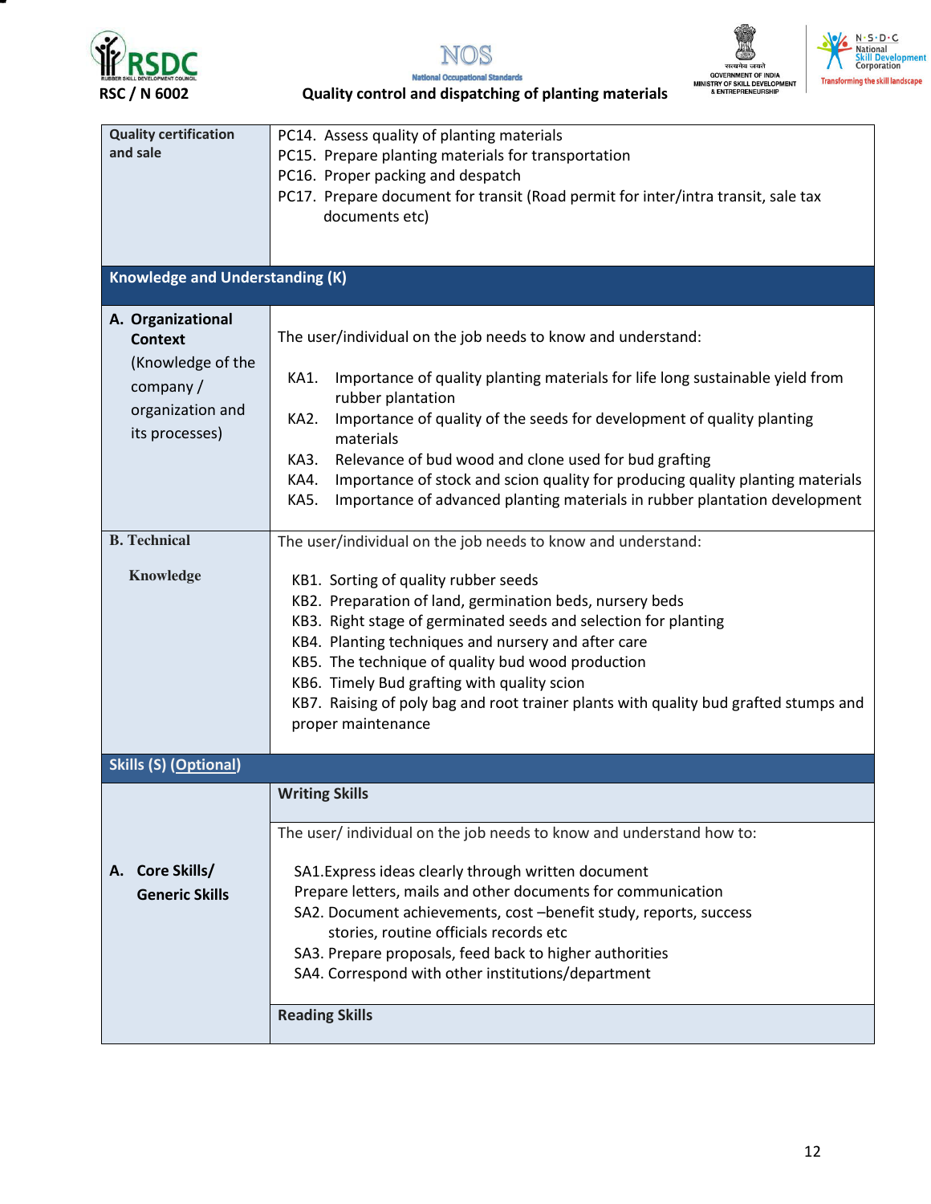| | |
|---|---|
| **Quality certification and sale** | PC14. Assess quality of planting materials<br>PC15. Prepare planting materials for transportation<br>PC16. Proper packing and despatch<br>PC17. Prepare document for transit (Road permit for inter/intra transit, sale tax documents etc) |
| **Knowledge and Understanding (K)** | |
| **A. Organizational Context** (Knowledge of the company / organization and its processes) | The user/individual on the job needs to know and understand:<br><br>KA1. Importance of quality planting materials for life long sustainable yield from rubber plantation<br>KA2. Importance of quality of the seeds for development of quality planting materials<br>KA3. Relevance of bud wood and clone used for bud grafting<br>KA4. Importance of stock and scion quality for producing quality planting materials<br>KA5. Importance of advanced planting materials in rubber plantation development |
| **B. Technical Knowledge** | The user/individual on the job needs to know and understand:<br><br>KB1. Sorting of quality rubber seeds<br>KB2. Preparation of land, germination beds, nursery beds<br>KB3. Right stage of germinated seeds and selection for planting<br>KB4. Planting techniques and nursery and after care<br>KB5. The technique of quality bud wood production<br>KB6. Timely Bud grafting with quality scion<br>KB7. Raising of poly bag and root trainer plants with quality bud grafted stumps and proper maintenance |
| **Skills (S) (Optional)** | |
| **A. Core Skills/ Generic Skills** | **Writing Skills** |
| | The user/ individual on the job needs to know and understand how to:<br><br>SA1.Express ideas clearly through written document<br>Prepare letters, mails and other documents for communication<br>SA2. Document achievements, cost –benefit study, reports, success stories, routine officials records etc<br>SA3. Prepare proposals, feed back to higher authorities<br>SA4. Correspond with other institutions/department |
| | **Reading Skills** |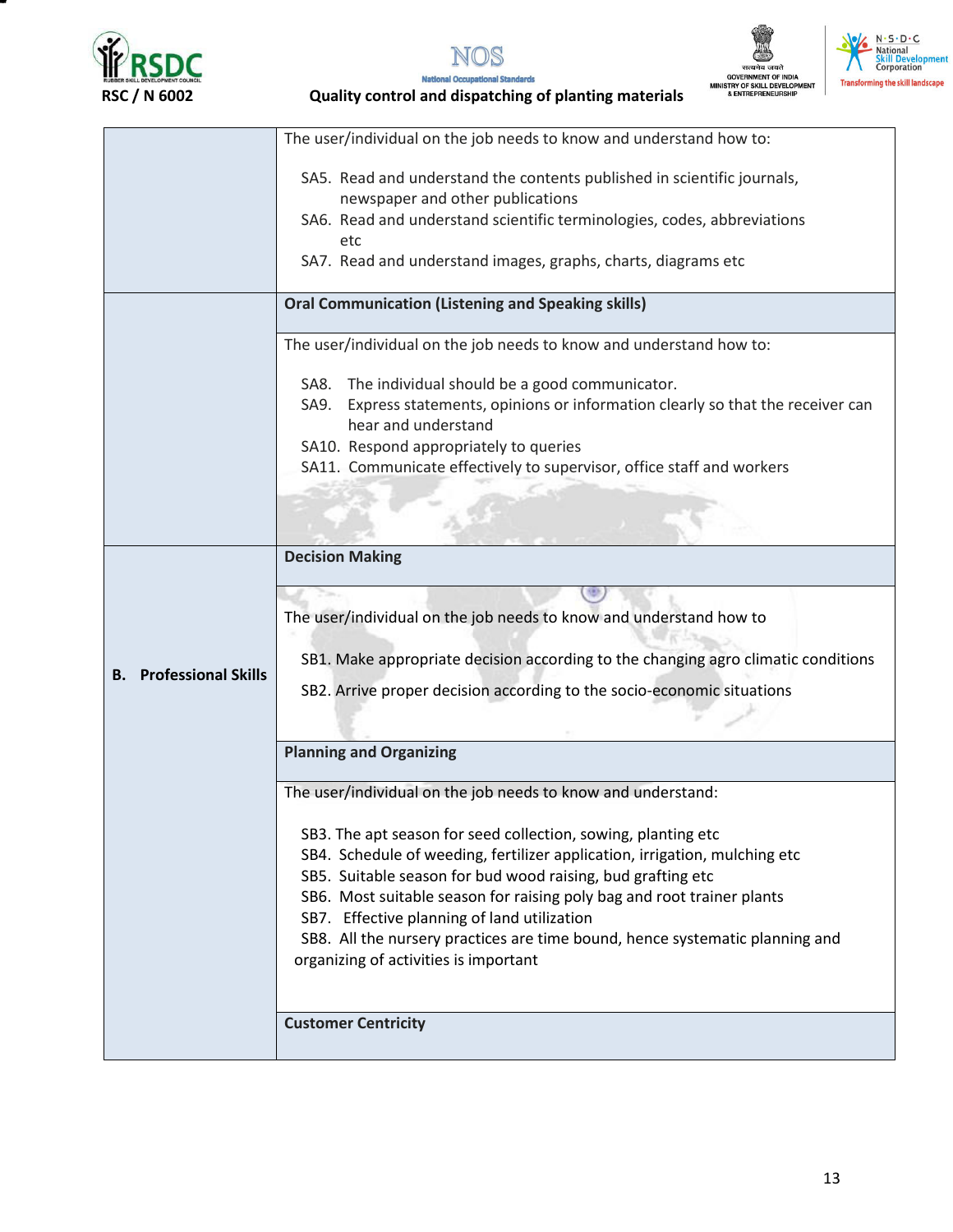| | |
|---|---|
| | The user/individual on the job needs to know and understand how to:<br><br>SA5. Read and understand the contents published in scientific journals, newspaper and other publications<br>SA6. Read and understand scientific terminologies, codes, abbreviations etc<br>SA7. Read and understand images, graphs, charts, diagrams etc |
| | **Oral Communication (Listening and Speaking skills)** |
| | The user/individual on the job needs to know and understand how to:<br><br>SA8. The individual should be a good communicator.<br>SA9. Express statements, opinions or information clearly so that the receiver can hear and understand<br>SA10. Respond appropriately to queries<br>SA11. Communicate effectively to supervisor, office staff and workers |
| **B. Professional Skills** | **Decision Making** |
| | The user/individual on the job needs to know and understand how to<br><br>SB1. Make appropriate decision according to the changing agro climatic conditions<br>SB2. Arrive proper decision according to the socio-economic situations |
| | **Planning and Organizing** |
| | The user/individual on the job needs to know and understand:<br><br>SB3. The apt season for seed collection, sowing, planting etc<br>SB4. Schedule of weeding, fertilizer application, irrigation, mulching etc<br>SB5. Suitable season for bud wood raising, bud grafting etc<br>SB6. Most suitable season for raising poly bag and root trainer plants<br>SB7. Effective planning of land utilization<br>SB8. All the nursery practices are time bound, hence systematic planning and organizing of activities is important |
| | **Customer Centricity** |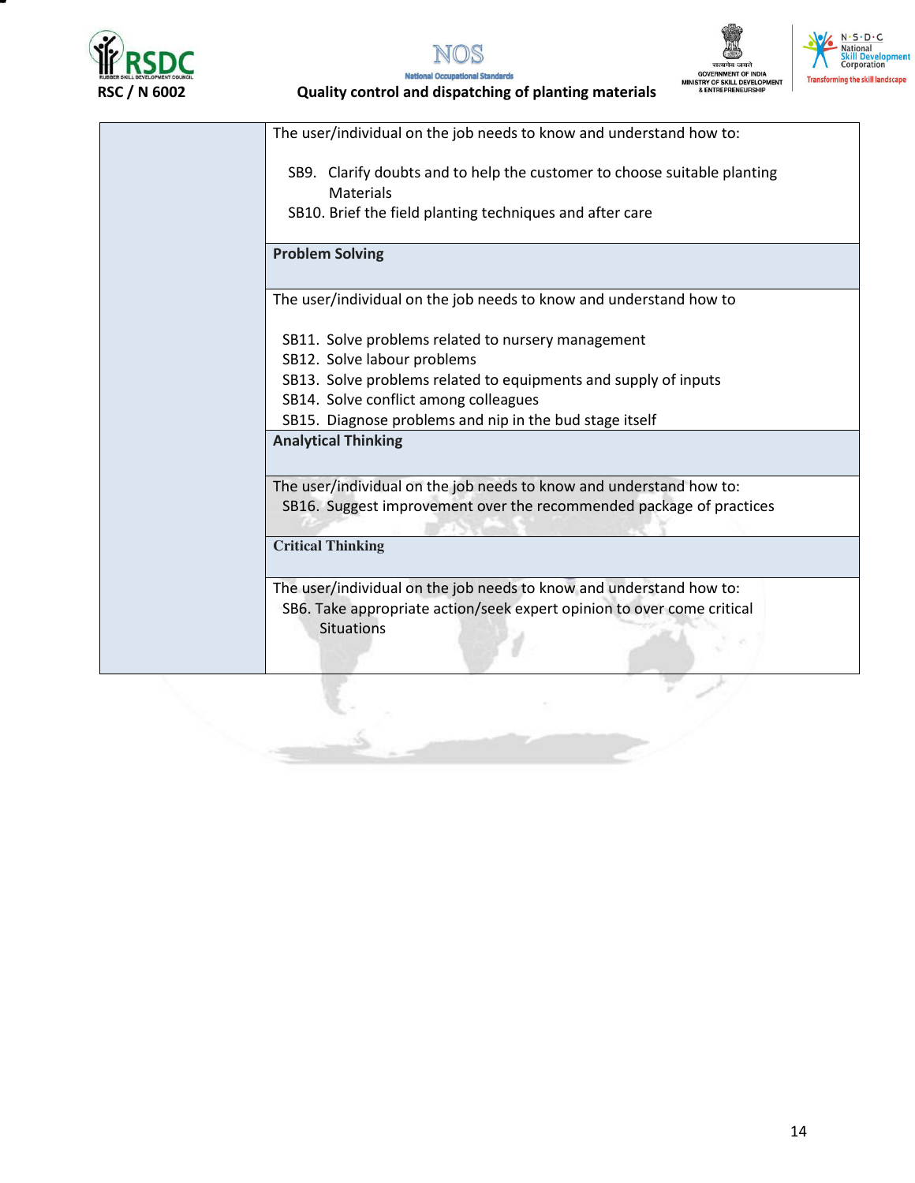| | |
|---|---|
| | The user/individual on the job needs to know and understand how to:<br><br>SB9. Clarify doubts and to help the customer to choose suitable planting Materials<br>SB10. Brief the field planting techniques and after care |
| | **Problem Solving** |
| | The user/individual on the job needs to know and understand how to<br><br>SB11. Solve problems related to nursery management<br>SB12. Solve labour problems<br>SB13. Solve problems related to equipments and supply of inputs<br>SB14. Solve conflict among colleagues<br>SB15. Diagnose problems and nip in the bud stage itself |
| | **Analytical Thinking** |
| | The user/individual on the job needs to know and understand how to:<br>SB16. Suggest improvement over the recommended package of practices |
| | **Critical Thinking** |
| | The user/individual on the job needs to know and understand how to:<br>SB6. Take appropriate action/seek expert opinion to over come critical Situations |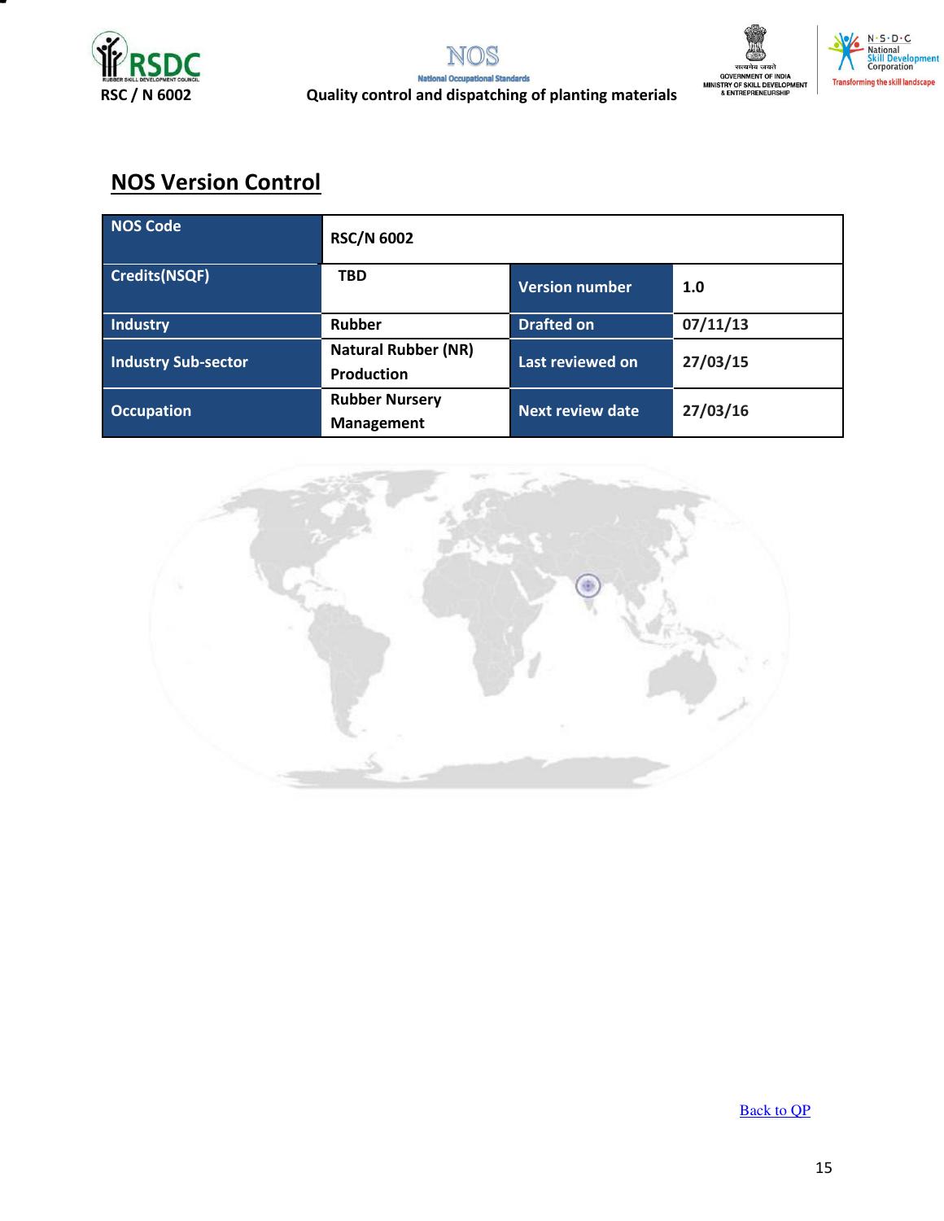## NOS Version Control

| NOS Code | RSC/N 6002 | | |
|---|---|---|---|
| Credits(NSQF) | TBD | Version number | 1.0 |
| Industry | Rubber | Drafted on | 07/11/13 |
| Industry Sub-sector | Natural Rubber (NR) Production | Last reviewed on | 27/03/15 |
| Occupation | Rubber Nursery Management | Next review date | 27/03/16 |

Back to QP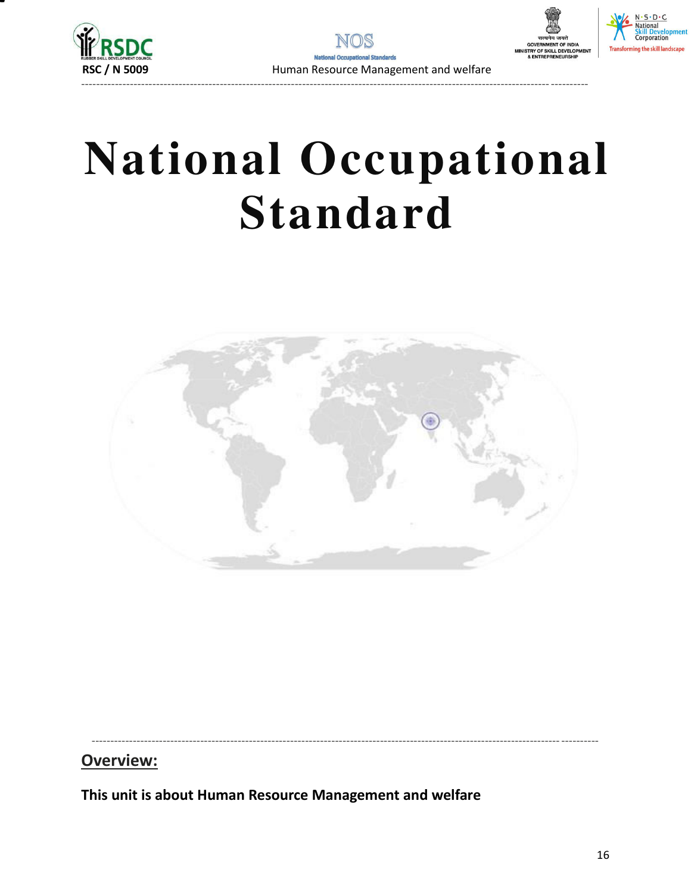# National Occupational Standard

## Overview:

**This unit is about Human Resource Management and welfare**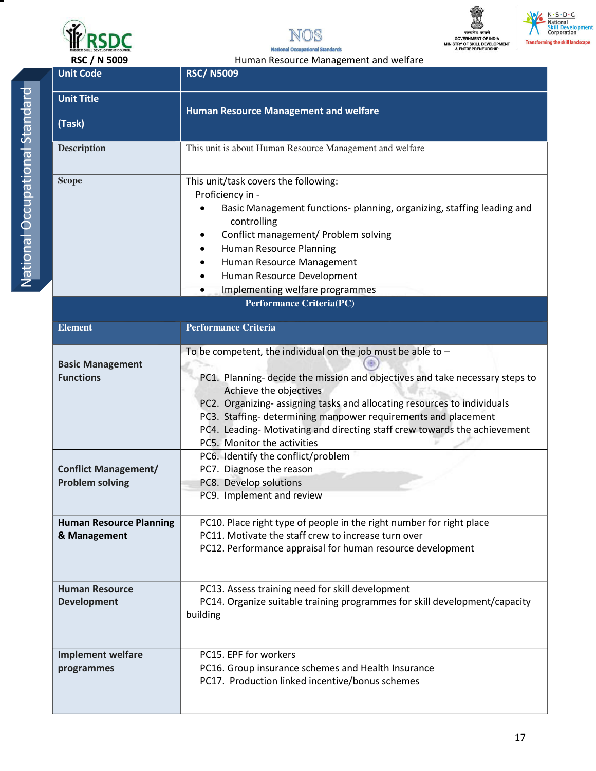RSC / N 5009

Human Resource Management and welfare

| Unit Code | RSC/ N5009 |
|---|---|
| Unit Title<br><br>(Task) | Human Resource Management and welfare |
| Description | This unit is about Human Resource Management and welfare |
| Scope | This unit/task covers the following:<br>Proficiency in -<br>• Basic Management functions- planning, organizing, staffing leading and controlling<br>• Conflict management/ Problem solving<br>• Human Resource Planning<br>• Human Resource Management<br>• Human Resource Development<br>• Implementing welfare programmes |
| **Performance Criteria(PC)** | |
| **Element** | **Performance Criteria** |
| **Basic Management Functions** | To be competent, the individual on the job must be able to –<br><br>PC1. Planning- decide the mission and objectives and take necessary steps to Achieve the objectives<br>PC2. Organizing- assigning tasks and allocating resources to individuals<br>PC3. Staffing- determining manpower requirements and placement<br>PC4. Leading- Motivating and directing staff crew towards the achievement<br>PC5. Monitor the activities |
| **Conflict Management/ Problem solving** | PC6. Identify the conflict/problem<br>PC7. Diagnose the reason<br>PC8. Develop solutions<br>PC9. Implement and review |
| **Human Resource Planning & Management** | PC10. Place right type of people in the right number for right place<br>PC11. Motivate the staff crew to increase turn over<br>PC12. Performance appraisal for human resource development |
| **Human Resource Development** | PC13. Assess training need for skill development<br>PC14. Organize suitable training programmes for skill development/capacity building |
| **Implement welfare programmes** | PC15. EPF for workers<br>PC16. Group insurance schemes and Health Insurance<br>PC17. Production linked incentive/bonus schemes |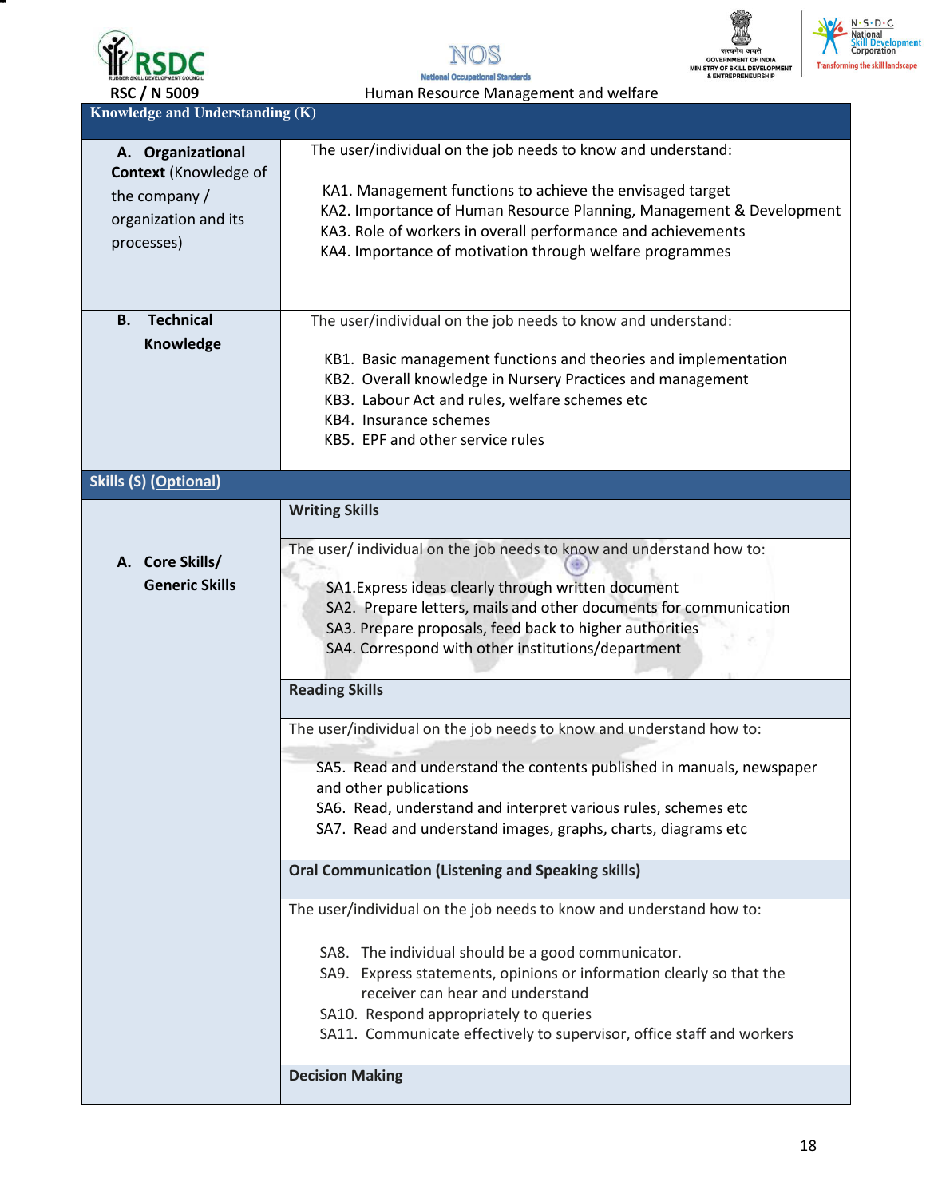RSC / N 5009 Human Resource Management and welfare

| Knowledge and Understanding (K) | |
|---|---|
| **A. Organizational Context** (Knowledge of the company / organization and its processes) | The user/individual on the job needs to know and understand:<br><br>KA1. Management functions to achieve the envisaged target<br>KA2. Importance of Human Resource Planning, Management & Development<br>KA3. Role of workers in overall performance and achievements<br>KA4. Importance of motivation through welfare programmes |
| **B. Technical Knowledge** | The user/individual on the job needs to know and understand:<br><br>KB1. Basic management functions and theories and implementation<br>KB2. Overall knowledge in Nursery Practices and management<br>KB3. Labour Act and rules, welfare schemes etc<br>KB4. Insurance schemes<br>KB5. EPF and other service rules |
| **Skills (S) (Optional)** | |
| **A. Core Skills/ Generic Skills** | **Writing Skills** |
| | The user/ individual on the job needs to know and understand how to:<br><br>SA1.Express ideas clearly through written document<br>SA2. Prepare letters, mails and other documents for communication<br>SA3. Prepare proposals, feed back to higher authorities<br>SA4. Correspond with other institutions/department |
| | **Reading Skills** |
| | The user/individual on the job needs to know and understand how to:<br><br>SA5. Read and understand the contents published in manuals, newspaper and other publications<br>SA6. Read, understand and interpret various rules, schemes etc<br>SA7. Read and understand images, graphs, charts, diagrams etc |
| | **Oral Communication (Listening and Speaking skills)** |
| | The user/individual on the job needs to know and understand how to:<br><br>SA8. The individual should be a good communicator.<br>SA9. Express statements, opinions or information clearly so that the receiver can hear and understand<br>SA10. Respond appropriately to queries<br>SA11. Communicate effectively to supervisor, office staff and workers |
| | **Decision Making** |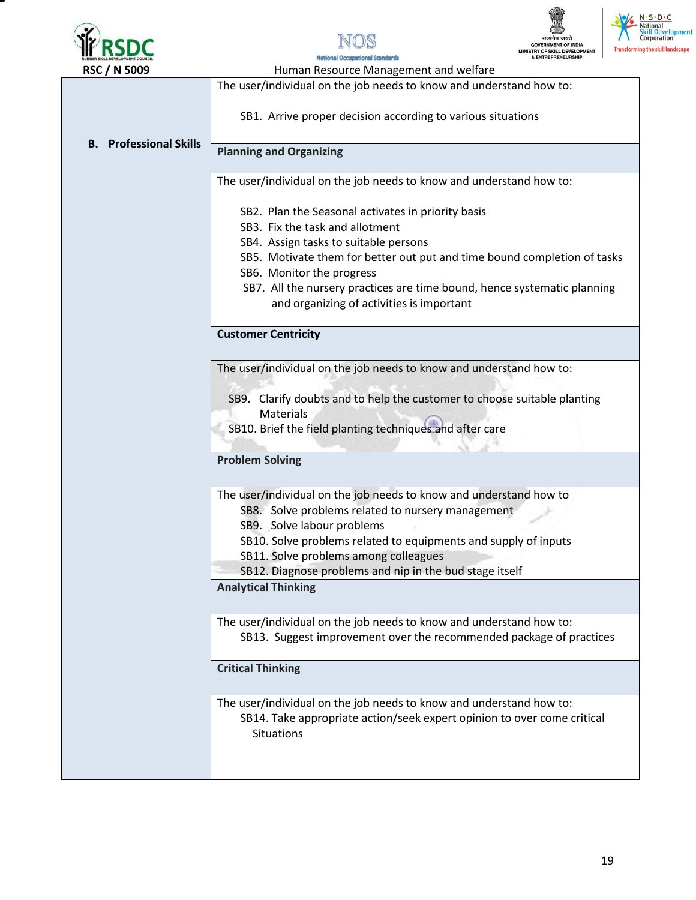| | |
|---|---|
| **B. Professional Skills** | The user/individual on the job needs to know and understand how to:<br><br>SB1. Arrive proper decision according to various situations |
| | **Planning and Organizing** |
| | The user/individual on the job needs to know and understand how to:<br><br>SB2. Plan the Seasonal activates in priority basis<br>SB3. Fix the task and allotment<br>SB4. Assign tasks to suitable persons<br>SB5. Motivate them for better out put and time bound completion of tasks<br>SB6. Monitor the progress<br>SB7. All the nursery practices are time bound, hence systematic planning and organizing of activities is important |
| | **Customer Centricity** |
| | The user/individual on the job needs to know and understand how to:<br><br>SB9. Clarify doubts and to help the customer to choose suitable planting Materials<br>SB10. Brief the field planting techniques and after care |
| | **Problem Solving** |
| | The user/individual on the job needs to know and understand how to<br>SB8. Solve problems related to nursery management<br>SB9. Solve labour problems<br>SB10. Solve problems related to equipments and supply of inputs<br>SB11. Solve problems among colleagues<br>SB12. Diagnose problems and nip in the bud stage itself |
| | **Analytical Thinking** |
| | The user/individual on the job needs to know and understand how to:<br>SB13. Suggest improvement over the recommended package of practices |
| | **Critical Thinking** |
| | The user/individual on the job needs to know and understand how to:<br>SB14. Take appropriate action/seek expert opinion to over come critical Situations |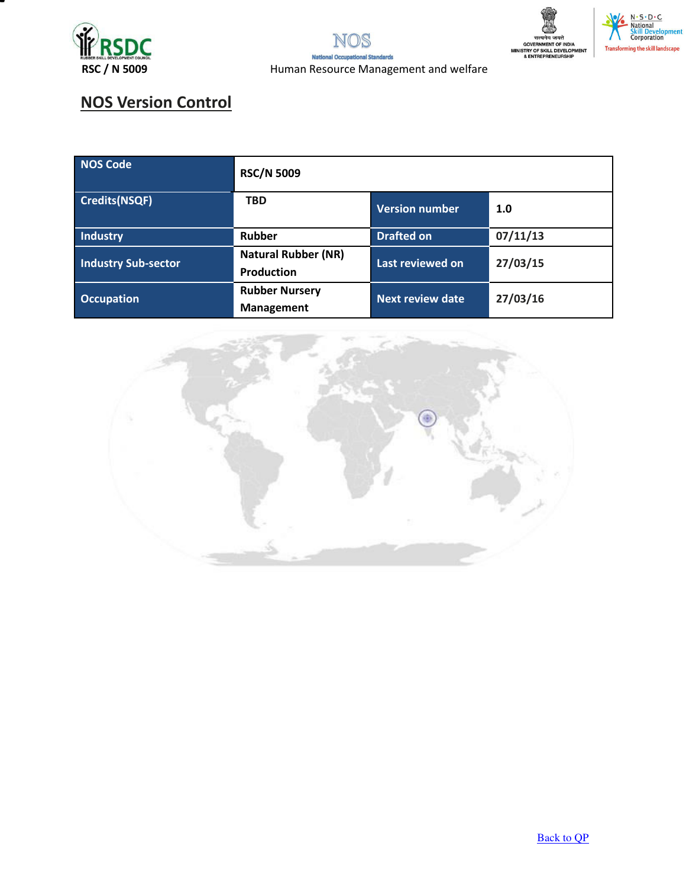## NOS Version Control

| NOS Code | RSC/N 5009 | | |
|---|---|---|---|
| Credits(NSQF) | TBD | Version number | 1.0 |
| Industry | Rubber | Drafted on | 07/11/13 |
| Industry Sub-sector | Natural Rubber (NR) Production | Last reviewed on | 27/03/15 |
| Occupation | Rubber Nursery Management | Next review date | 27/03/16 |

Back to QP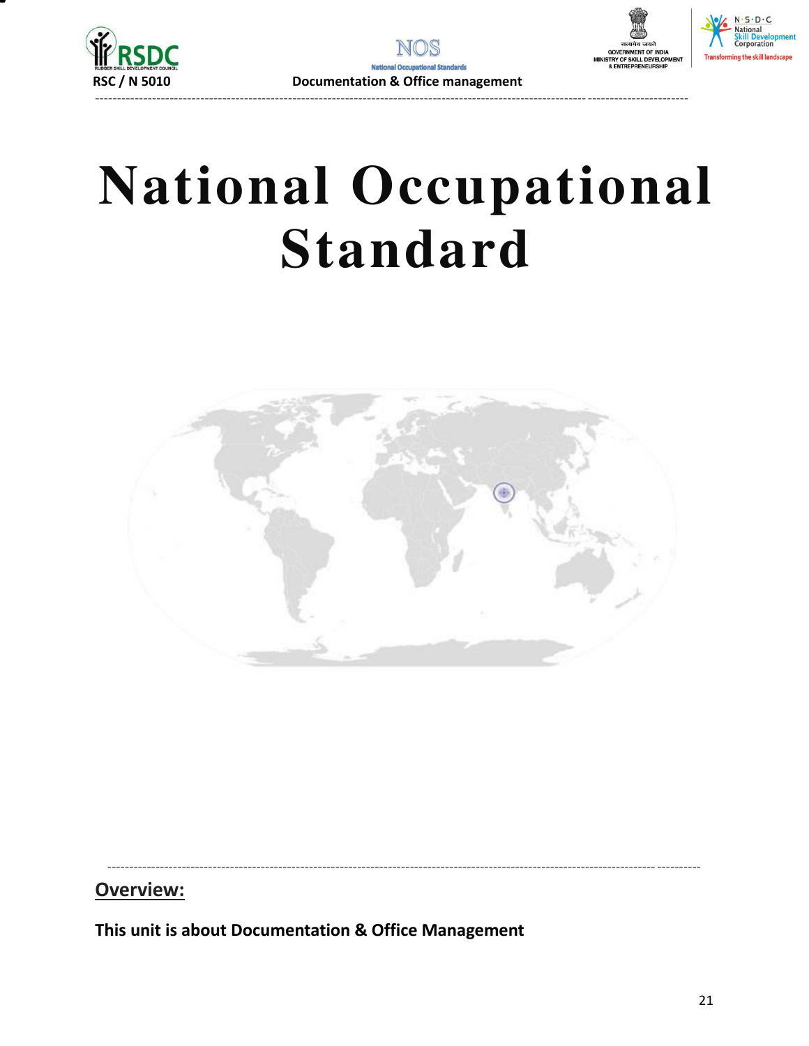# National Occupational Standard

## Overview:

**This unit is about Documentation & Office Management**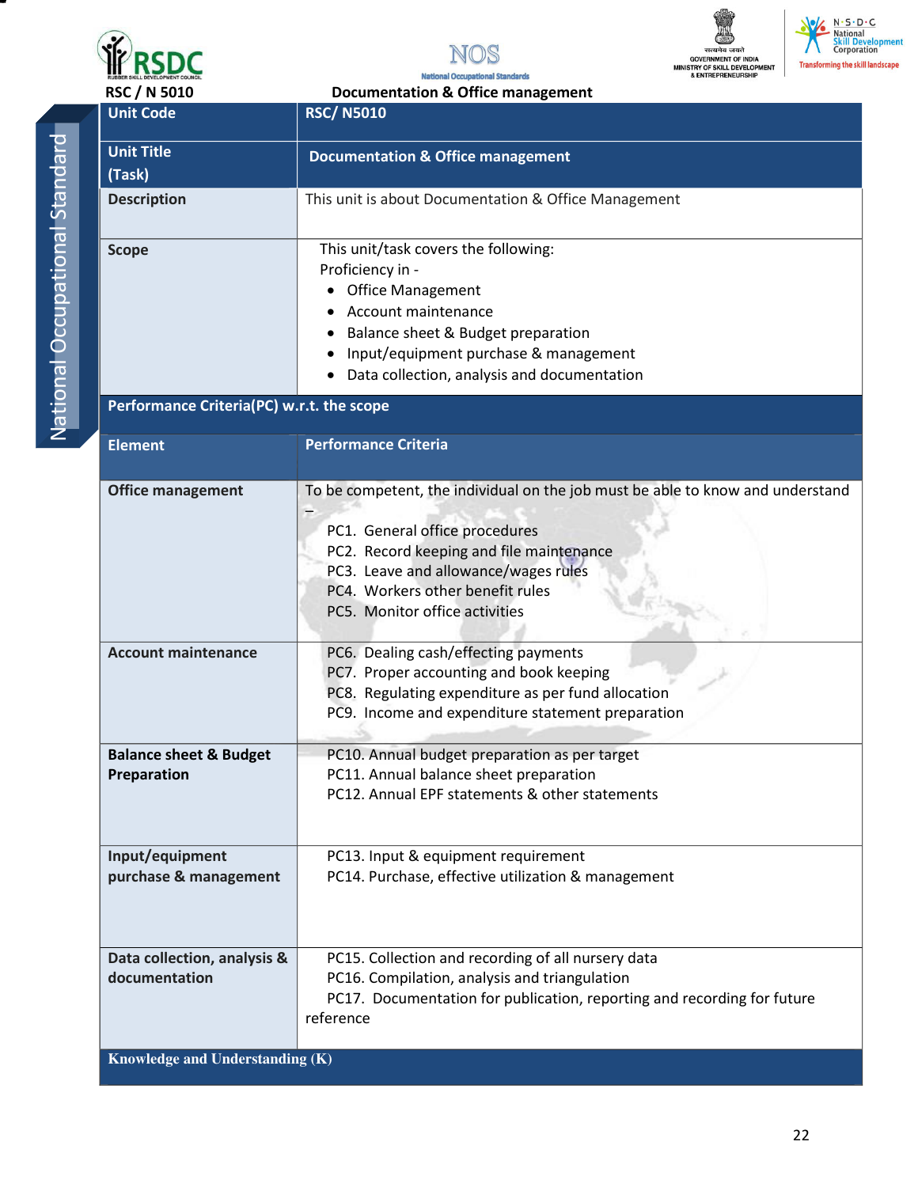RSC / N 5010 — Documentation & Office management

| Unit Code | RSC/ N5010 |
|---|---|
| Unit Title (Task) | Documentation & Office management |
| Description | This unit is about Documentation & Office Management |
| Scope | This unit/task covers the following:<br>Proficiency in -<br>• Office Management<br>• Account maintenance<br>• Balance sheet & Budget preparation<br>• Input/equipment purchase & management<br>• Data collection, analysis and documentation |
| **Performance Criteria(PC) w.r.t. the scope** | |
| **Element** | **Performance Criteria** |
| **Office management** | To be competent, the individual on the job must be able to know and understand –<br>PC1. General office procedures<br>PC2. Record keeping and file maintenance<br>PC3. Leave and allowance/wages rules<br>PC4. Workers other benefit rules<br>PC5. Monitor office activities |
| **Account maintenance** | PC6. Dealing cash/effecting payments<br>PC7. Proper accounting and book keeping<br>PC8. Regulating expenditure as per fund allocation<br>PC9. Income and expenditure statement preparation |
| **Balance sheet & Budget Preparation** | PC10. Annual budget preparation as per target<br>PC11. Annual balance sheet preparation<br>PC12. Annual EPF statements & other statements |
| **Input/equipment purchase & management** | PC13. Input & equipment requirement<br>PC14. Purchase, effective utilization & management |
| **Data collection, analysis & documentation** | PC15. Collection and recording of all nursery data<br>PC16. Compilation, analysis and triangulation<br>PC17. Documentation for publication, reporting and recording for future reference |
| **Knowledge and Understanding (K)** | |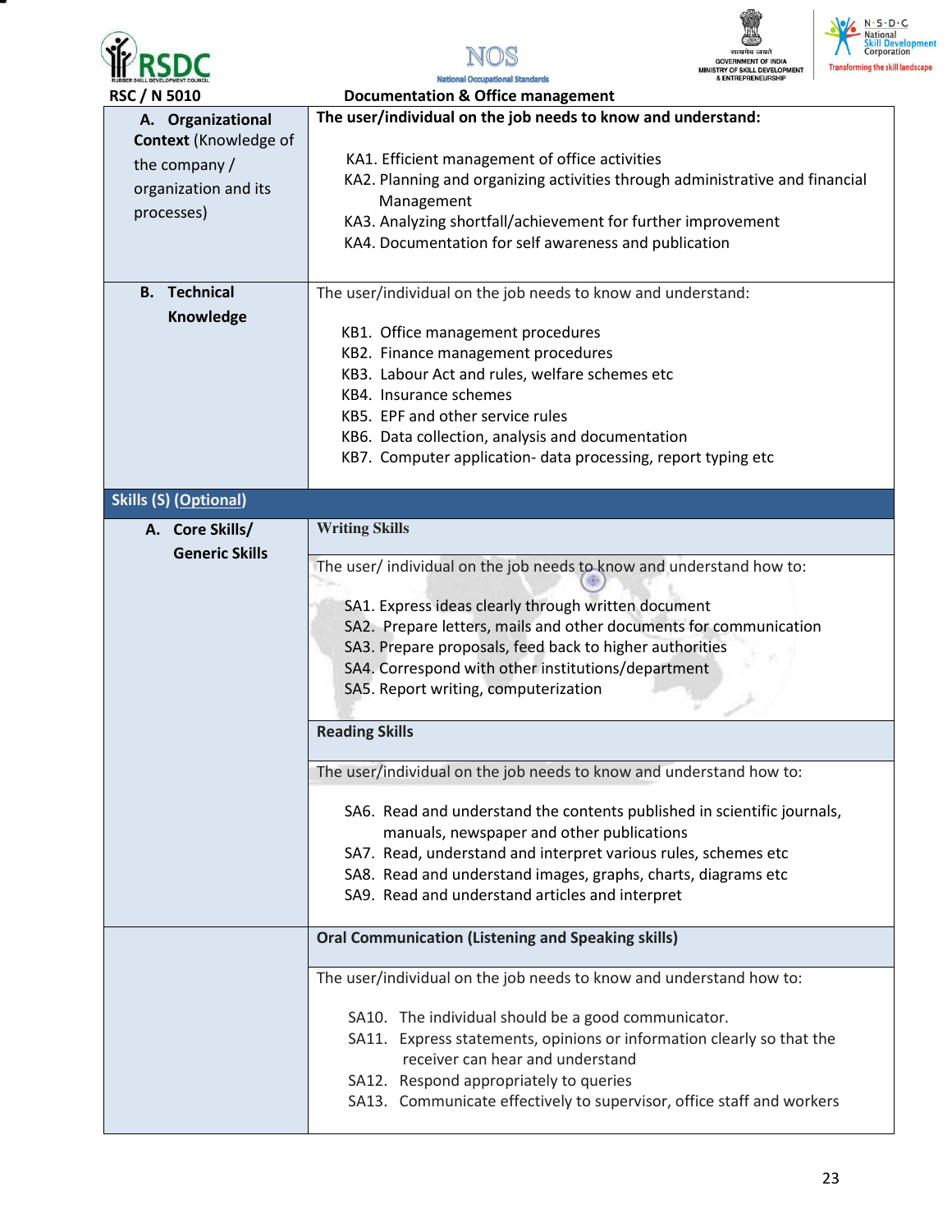**RSC / N 5010** | **Documentation & Office management**

| | |
|---|---|
| **A. Organizational Context** (Knowledge of the company / organization and its processes) | **The user/individual on the job needs to know and understand:**<br><br>KA1. Efficient management of office activities<br>KA2. Planning and organizing activities through administrative and financial Management<br>KA3. Analyzing shortfall/achievement for further improvement<br>KA4. Documentation for self awareness and publication |
| **B. Technical Knowledge** | The user/individual on the job needs to know and understand:<br><br>KB1. Office management procedures<br>KB2. Finance management procedures<br>KB3. Labour Act and rules, welfare schemes etc<br>KB4. Insurance schemes<br>KB5. EPF and other service rules<br>KB6. Data collection, analysis and documentation<br>KB7. Computer application- data processing, report typing etc |
| **Skills (S) (Optional)** | |
| **A. Core Skills/ Generic Skills** | **Writing Skills** |
| | The user/ individual on the job needs to know and understand how to:<br><br>SA1. Express ideas clearly through written document<br>SA2. Prepare letters, mails and other documents for communication<br>SA3. Prepare proposals, feed back to higher authorities<br>SA4. Correspond with other institutions/department<br>SA5. Report writing, computerization |
| | **Reading Skills** |
| | The user/individual on the job needs to know and understand how to:<br><br>SA6. Read and understand the contents published in scientific journals, manuals, newspaper and other publications<br>SA7. Read, understand and interpret various rules, schemes etc<br>SA8. Read and understand images, graphs, charts, diagrams etc<br>SA9. Read and understand articles and interpret |
| | **Oral Communication (Listening and Speaking skills)** |
| | The user/individual on the job needs to know and understand how to:<br><br>SA10. The individual should be a good communicator.<br>SA11. Express statements, opinions or information clearly so that the receiver can hear and understand<br>SA12. Respond appropriately to queries<br>SA13. Communicate effectively to supervisor, office staff and workers |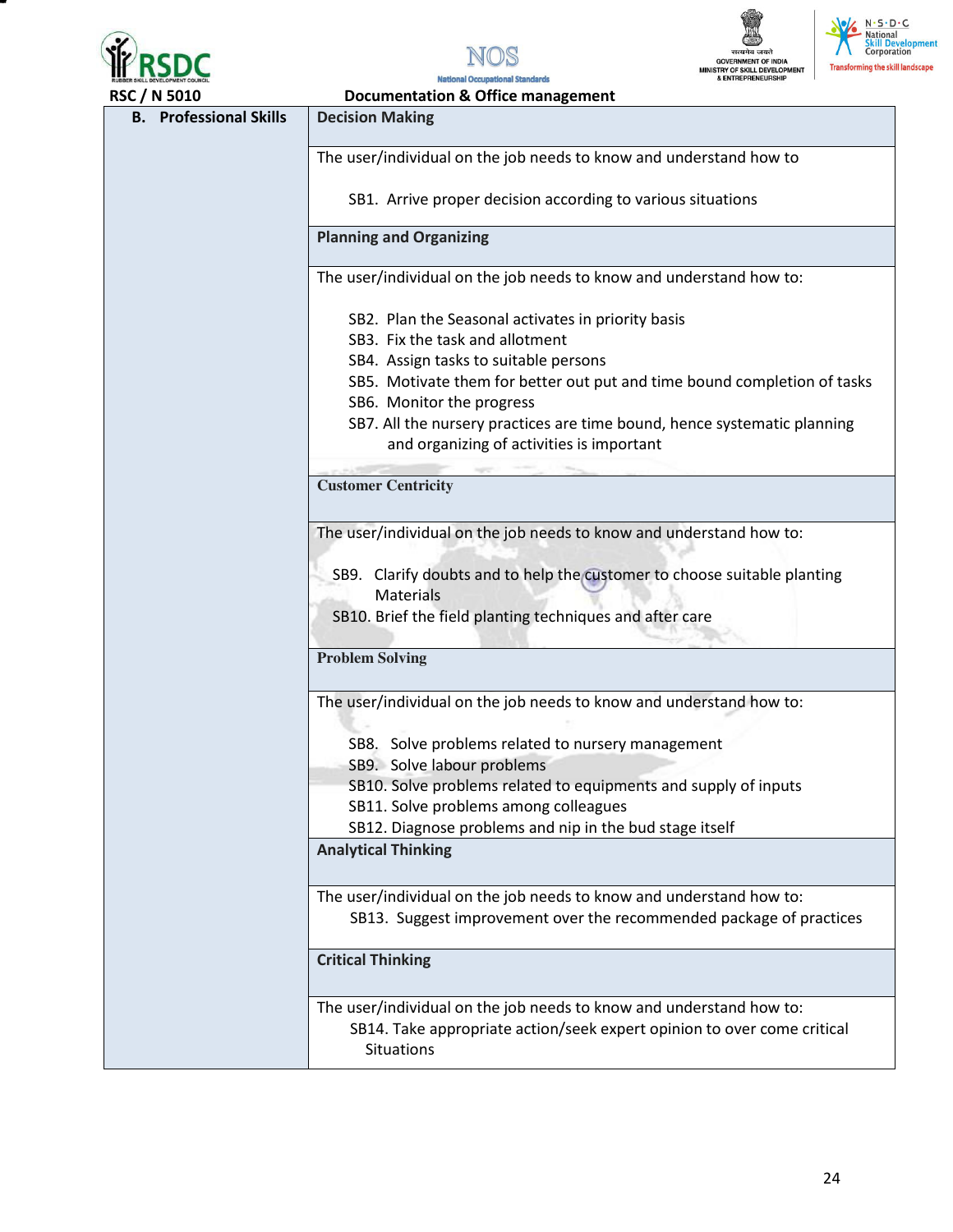RSC / N 5010 — Documentation & Office management

| B. Professional Skills | Decision Making |
|---|---|
| | The user/individual on the job needs to know and understand how to<br><br>SB1. Arrive proper decision according to various situations |
| | **Planning and Organizing** |
| | The user/individual on the job needs to know and understand how to:<br><br>SB2. Plan the Seasonal activates in priority basis<br>SB3. Fix the task and allotment<br>SB4. Assign tasks to suitable persons<br>SB5. Motivate them for better out put and time bound completion of tasks<br>SB6. Monitor the progress<br>SB7. All the nursery practices are time bound, hence systematic planning and organizing of activities is important |
| | **Customer Centricity** |
| | The user/individual on the job needs to know and understand how to:<br><br>SB9. Clarify doubts and to help the customer to choose suitable planting Materials<br>SB10. Brief the field planting techniques and after care |
| | **Problem Solving** |
| | The user/individual on the job needs to know and understand how to:<br><br>SB8. Solve problems related to nursery management<br>SB9. Solve labour problems<br>SB10. Solve problems related to equipments and supply of inputs<br>SB11. Solve problems among colleagues<br>SB12. Diagnose problems and nip in the bud stage itself |
| | **Analytical Thinking** |
| | The user/individual on the job needs to know and understand how to:<br>SB13. Suggest improvement over the recommended package of practices |
| | **Critical Thinking** |
| | The user/individual on the job needs to know and understand how to:<br>SB14. Take appropriate action/seek expert opinion to over come critical Situations |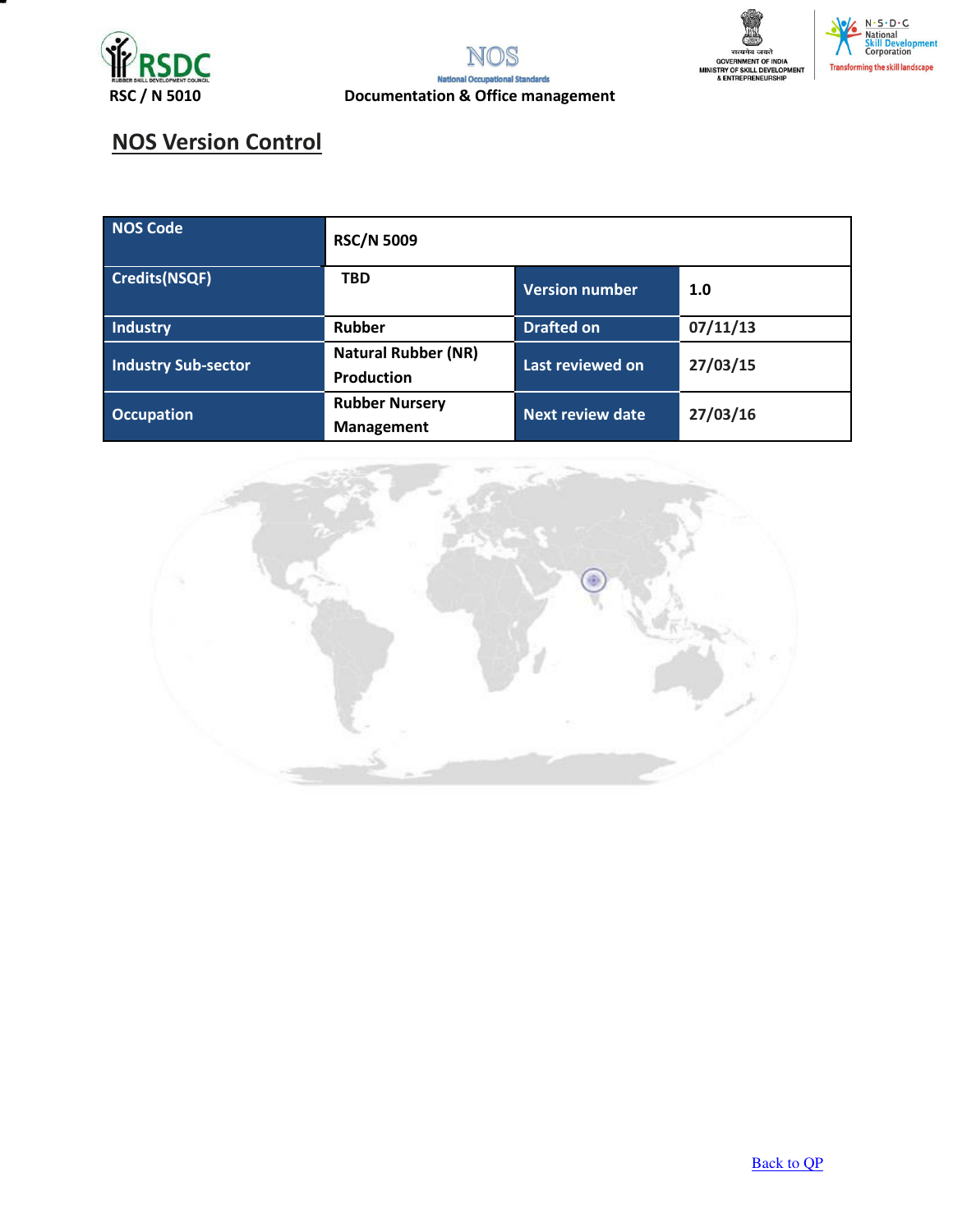## NOS Version Control

| NOS Code | RSC/N 5009 | | |
|---|---|---|---|
| Credits(NSQF) | TBD | Version number | 1.0 |
| Industry | Rubber | Drafted on | 07/11/13 |
| Industry Sub-sector | Natural Rubber (NR) Production | Last reviewed on | 27/03/15 |
| Occupation | Rubber Nursery Management | Next review date | 27/03/16 |

Back to QP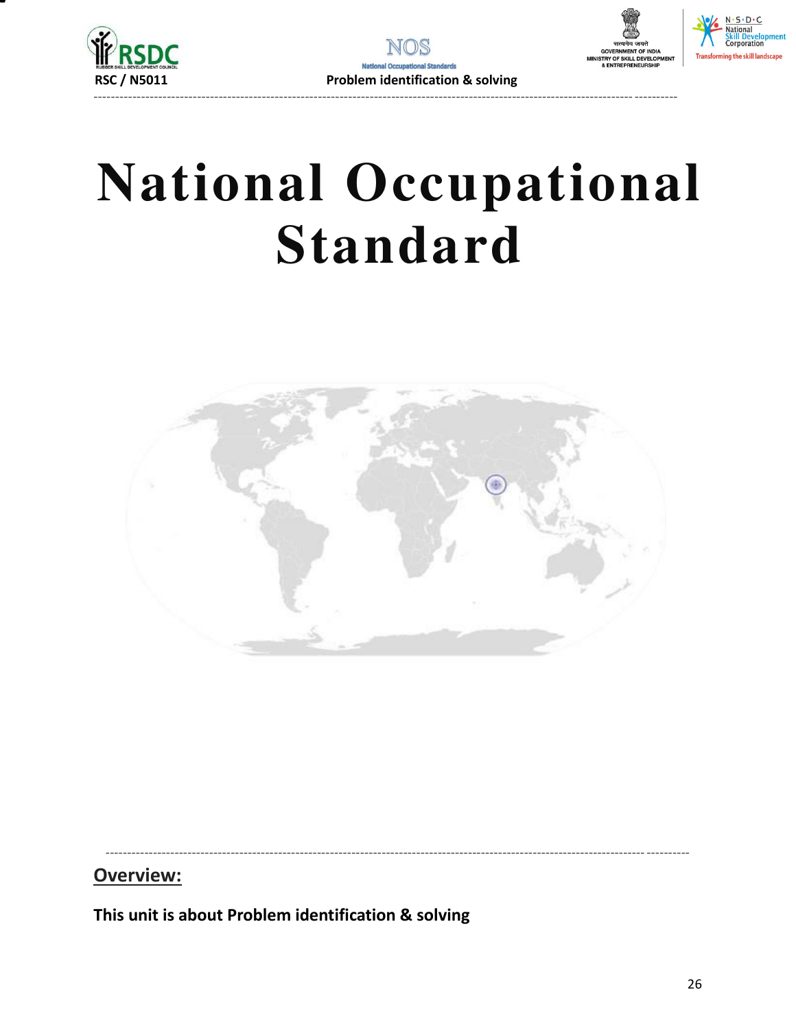# National Occupational Standard

## Overview:

**This unit is about Problem identification & solving**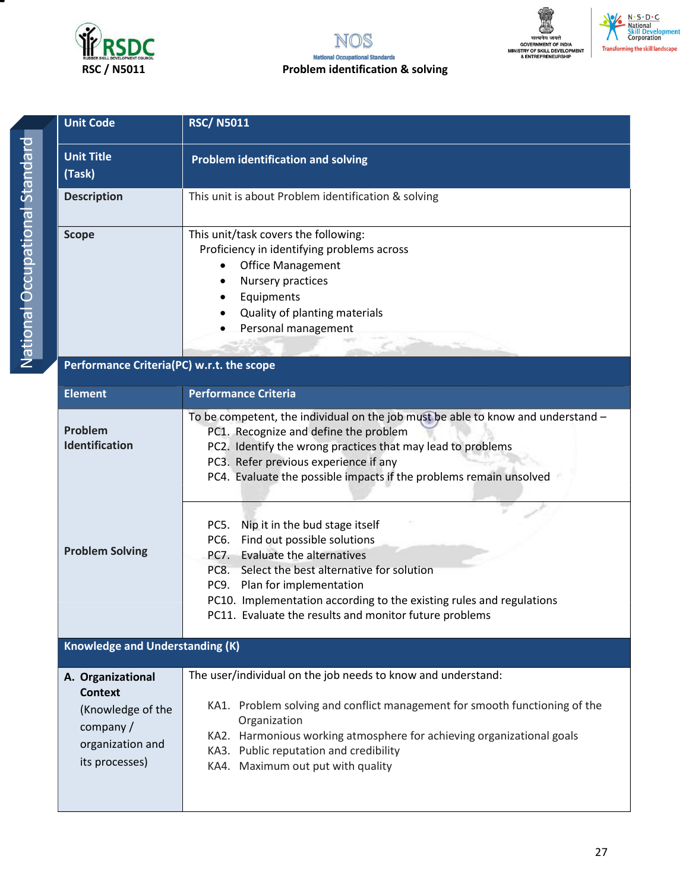RSC / N5011

Problem identification & solving

| Unit Code | RSC/ N5011 |
|---|---|
| Unit Title (Task) | Problem identification and solving |
| Description | This unit is about Problem identification & solving |
| Scope | This unit/task covers the following:<br>Proficiency in identifying problems across<br>• Office Management<br>• Nursery practices<br>• Equipments<br>• Quality of planting materials<br>• Personal management |
| **Performance Criteria(PC) w.r.t. the scope** | |
| **Element** | **Performance Criteria** |
| Problem Identification | To be competent, the individual on the job must be able to know and understand –<br>PC1. Recognize and define the problem<br>PC2. Identify the wrong practices that may lead to problems<br>PC3. Refer previous experience if any<br>PC4. Evaluate the possible impacts if the problems remain unsolved |
| Problem Solving | PC5. Nip it in the bud stage itself<br>PC6. Find out possible solutions<br>PC7. Evaluate the alternatives<br>PC8. Select the best alternative for solution<br>PC9. Plan for implementation<br>PC10. Implementation according to the existing rules and regulations<br>PC11. Evaluate the results and monitor future problems |
| **Knowledge and Understanding (K)** | |
| A. Organizational Context (Knowledge of the company / organization and its processes) | The user/individual on the job needs to know and understand:<br>KA1. Problem solving and conflict management for smooth functioning of the Organization<br>KA2. Harmonious working atmosphere for achieving organizational goals<br>KA3. Public reputation and credibility<br>KA4. Maximum out put with quality |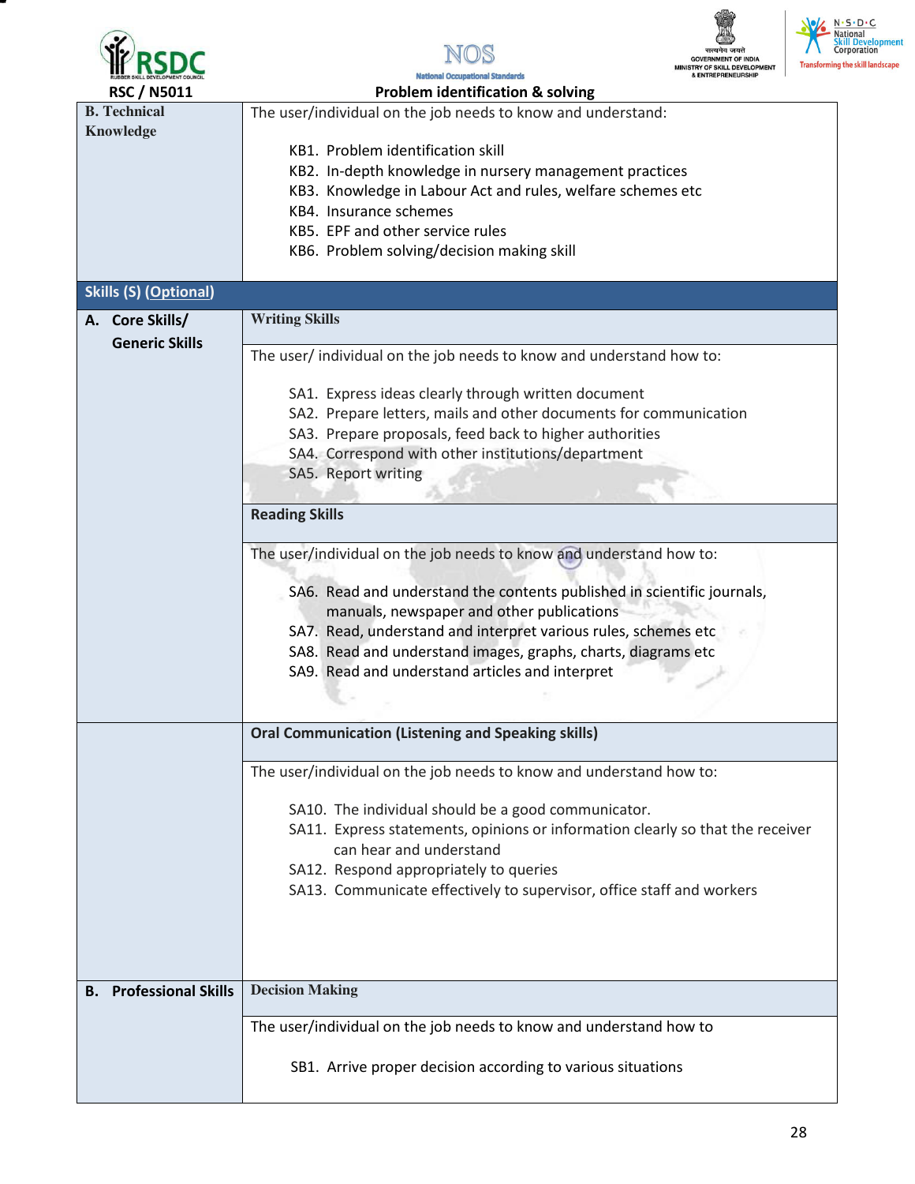| | |
|---|---|
| **B. Technical Knowledge** | The user/individual on the job needs to know and understand:<br><br>KB1. Problem identification skill<br>KB2. In-depth knowledge in nursery management practices<br>KB3. Knowledge in Labour Act and rules, welfare schemes etc<br>KB4. Insurance schemes<br>KB5. EPF and other service rules<br>KB6. Problem solving/decision making skill |
| **Skills (S) (Optional)** | |
| **A. Core Skills/ Generic Skills** | **Writing Skills** |
| | The user/ individual on the job needs to know and understand how to:<br><br>SA1. Express ideas clearly through written document<br>SA2. Prepare letters, mails and other documents for communication<br>SA3. Prepare proposals, feed back to higher authorities<br>SA4. Correspond with other institutions/department<br>SA5. Report writing |
| | **Reading Skills** |
| | The user/individual on the job needs to know and understand how to:<br><br>SA6. Read and understand the contents published in scientific journals, manuals, newspaper and other publications<br>SA7. Read, understand and interpret various rules, schemes etc<br>SA8. Read and understand images, graphs, charts, diagrams etc<br>SA9. Read and understand articles and interpret |
| | **Oral Communication (Listening and Speaking skills)** |
| | The user/individual on the job needs to know and understand how to:<br><br>SA10. The individual should be a good communicator.<br>SA11. Express statements, opinions or information clearly so that the receiver can hear and understand<br>SA12. Respond appropriately to queries<br>SA13. Communicate effectively to supervisor, office staff and workers |
| **B. Professional Skills** | **Decision Making** |
| | The user/individual on the job needs to know and understand how to<br><br>SB1. Arrive proper decision according to various situations |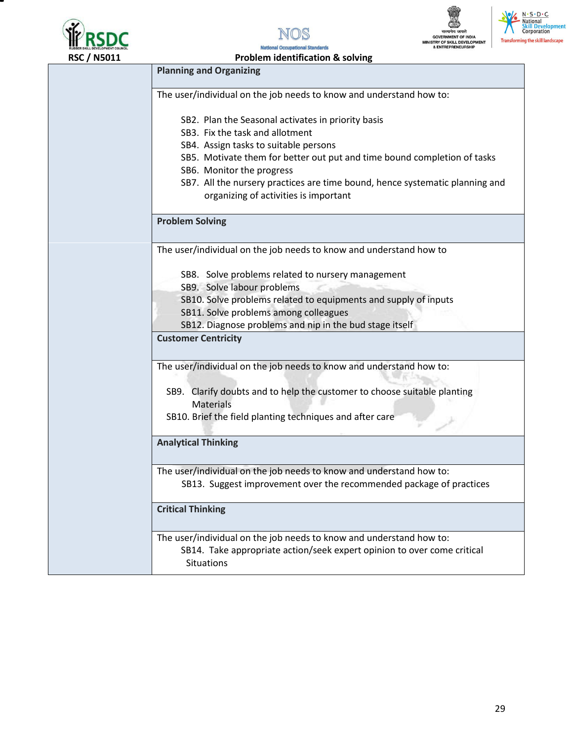| | |
|---|---|
| | **Planning and Organizing** |
| | The user/individual on the job needs to know and understand how to:<br><br>SB2. Plan the Seasonal activates in priority basis<br>SB3. Fix the task and allotment<br>SB4. Assign tasks to suitable persons<br>SB5. Motivate them for better out put and time bound completion of tasks<br>SB6. Monitor the progress<br>SB7. All the nursery practices are time bound, hence systematic planning and organizing of activities is important |
| | **Problem Solving** |
| | The user/individual on the job needs to know and understand how to<br><br>SB8. Solve problems related to nursery management<br>SB9. Solve labour problems<br>SB10. Solve problems related to equipments and supply of inputs<br>SB11. Solve problems among colleagues<br>SB12. Diagnose problems and nip in the bud stage itself |
| | **Customer Centricity** |
| | The user/individual on the job needs to know and understand how to:<br><br>SB9. Clarify doubts and to help the customer to choose suitable planting Materials<br>SB10. Brief the field planting techniques and after care |
| | **Analytical Thinking** |
| | The user/individual on the job needs to know and understand how to:<br>SB13. Suggest improvement over the recommended package of practices |
| | **Critical Thinking** |
| | The user/individual on the job needs to know and understand how to:<br>SB14. Take appropriate action/seek expert opinion to over come critical Situations |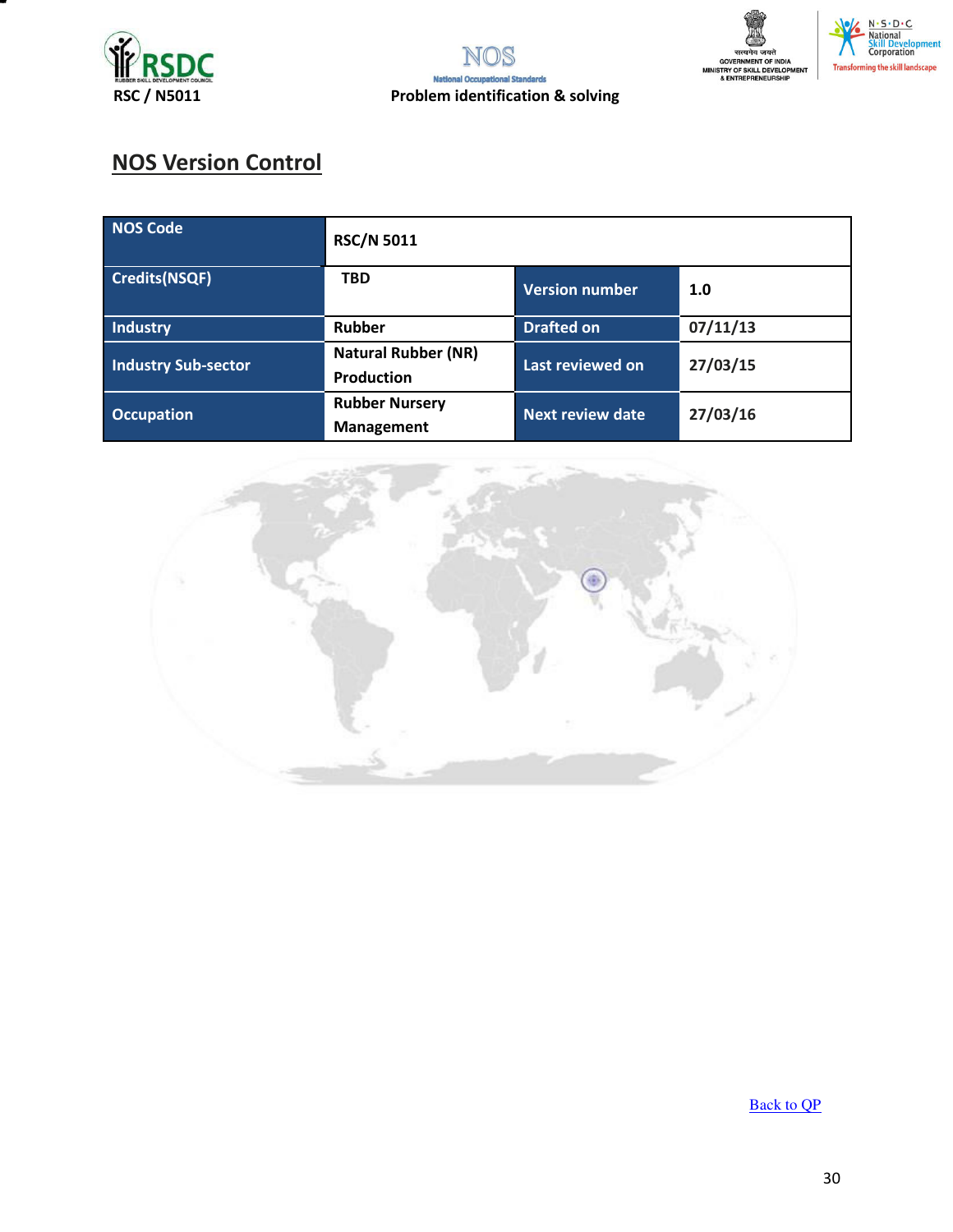## NOS Version Control

| NOS Code | RSC/N 5011 | | |
|---|---|---|---|
| Credits(NSQF) | TBD | Version number | 1.0 |
| Industry | Rubber | Drafted on | 07/11/13 |
| Industry Sub-sector | Natural Rubber (NR) Production | Last reviewed on | 27/03/15 |
| Occupation | Rubber Nursery Management | Next review date | 27/03/16 |

Back to QP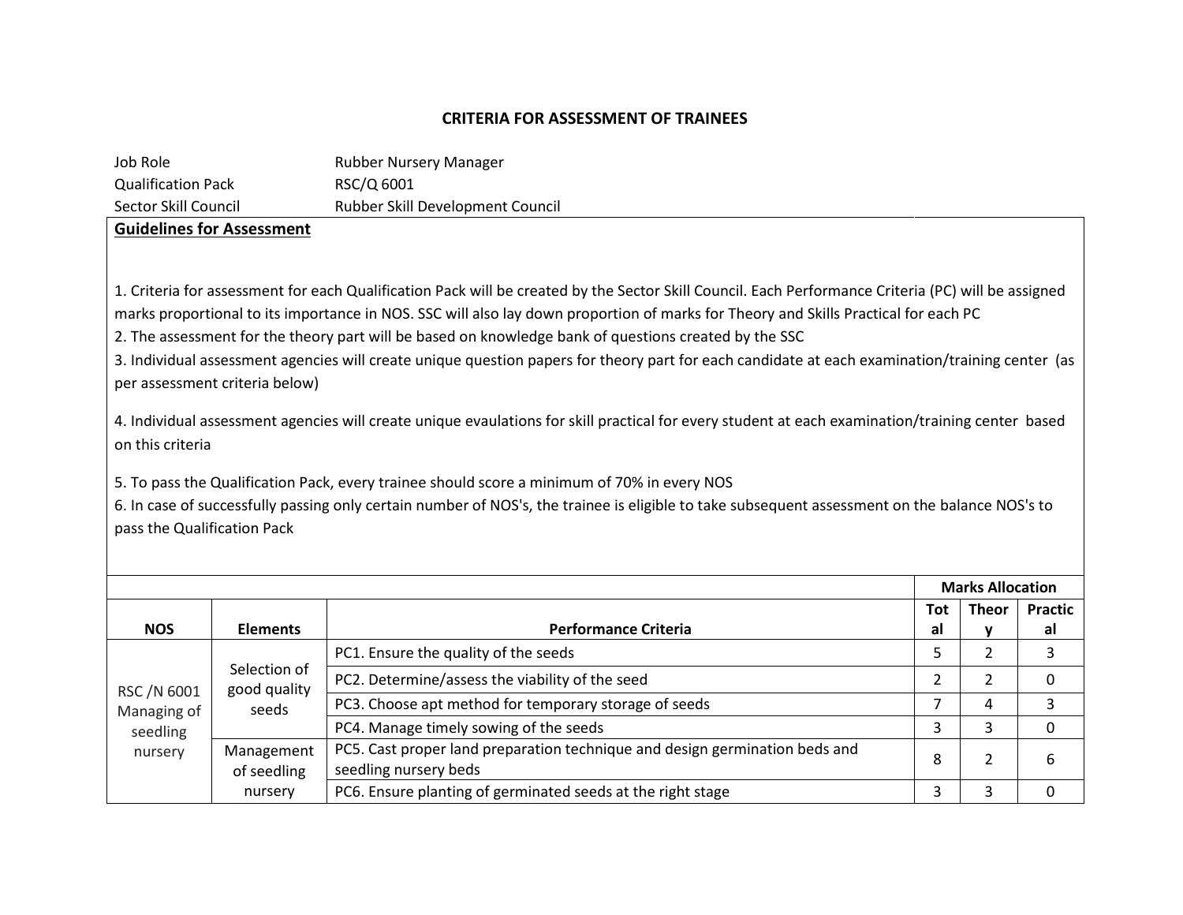## CRITERIA FOR ASSESSMENT OF TRAINEES

| | |
|---|---|
| Job Role | Rubber Nursery Manager |
| Qualification Pack | RSC/Q 6001 |
| Sector Skill Council | Rubber Skill Development Council |

**Guidelines for Assessment**

1. Criteria for assessment for each Qualification Pack will be created by the Sector Skill Council. Each Performance Criteria (PC) will be assigned marks proportional to its importance in NOS. SSC will also lay down proportion of marks for Theory and Skills Practical for each PC
2. The assessment for the theory part will be based on knowledge bank of questions created by the SSC
3. Individual assessment agencies will create unique question papers for theory part for each candidate at each examination/training center (as per assessment criteria below)

4. Individual assessment agencies will create unique evaulations for skill practical for every student at each examination/training center based on this criteria

5. To pass the Qualification Pack, every trainee should score a minimum of 70% in every NOS
6. In case of successfully passing only certain number of NOS's, the trainee is eligible to take subsequent assessment on the balance NOS's to pass the Qualification Pack

| | | | Marks Allocation | | |
|---|---|---|---|---|---|
| **NOS** | **Elements** | **Performance Criteria** | **Total** | **Theory** | **Practical** |
| RSC /N 6001 Managing of seedling nursery | Selection of good quality seeds | PC1. Ensure the quality of the seeds | 5 | 2 | 3 |
| | | PC2. Determine/assess the viability of the seed | 2 | 2 | 0 |
| | | PC3. Choose apt method for temporary storage of seeds | 7 | 4 | 3 |
| | | PC4. Manage timely sowing of the seeds | 3 | 3 | 0 |
| | Management of seedling nursery | PC5. Cast proper land preparation technique and design germination beds and seedling nursery beds | 8 | 2 | 6 |
| | | PC6. Ensure planting of germinated seeds at the right stage | 3 | 3 | 0 |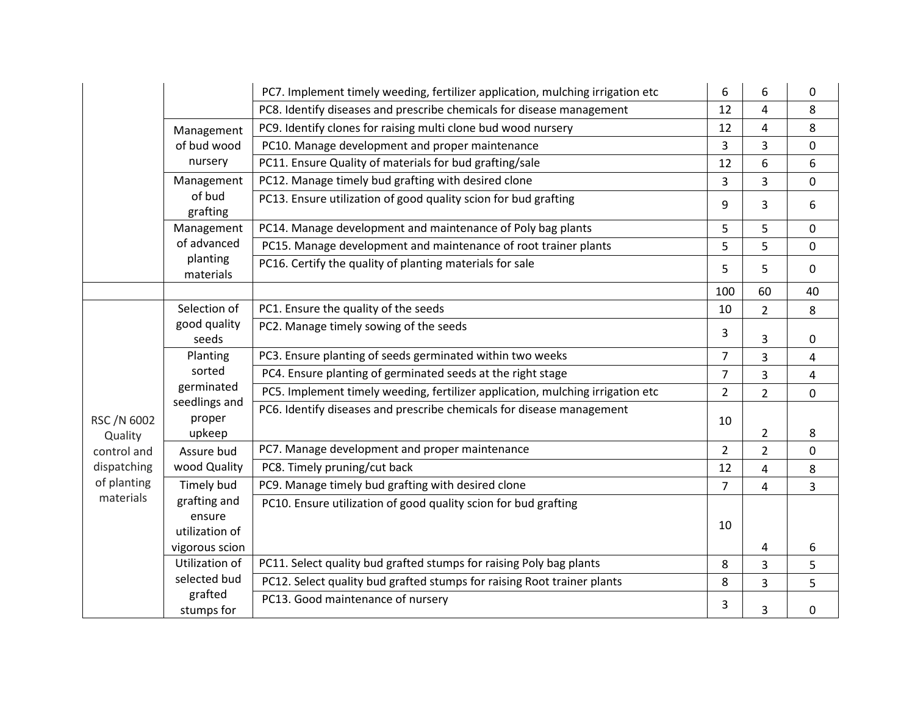| | | | | | |
|---|---|---|---|---|---|
| | | PC7. Implement timely weeding, fertilizer application, mulching irrigation etc | 6 | 6 | 0 |
| | | PC8. Identify diseases and prescribe chemicals for disease management | 12 | 4 | 8 |
| | Management of bud wood nursery | PC9. Identify clones for raising multi clone bud wood nursery | 12 | 4 | 8 |
| | | PC10. Manage development and proper maintenance | 3 | 3 | 0 |
| | | PC11. Ensure Quality of materials for bud grafting/sale | 12 | 6 | 6 |
| | Management of bud grafting | PC12. Manage timely bud grafting with desired clone | 3 | 3 | 0 |
| | | PC13. Ensure utilization of good quality scion for bud grafting | 9 | 3 | 6 |
| | Management of advanced planting materials | PC14. Manage development and maintenance of Poly bag plants | 5 | 5 | 0 |
| | | PC15. Manage development and maintenance of root trainer plants | 5 | 5 | 0 |
| | | PC16. Certify the quality of planting materials for sale | 5 | 5 | 0 |
| | | | 100 | 60 | 40 |
| RSC /N 6002 Quality control and dispatching of planting materials | Selection of good quality seeds | PC1. Ensure the quality of the seeds | 10 | 2 | 8 |
| | | PC2. Manage timely sowing of the seeds | 3 | 3 | 0 |
| | Planting sorted germinated seedlings and proper upkeep | PC3. Ensure planting of seeds germinated within two weeks | 7 | 3 | 4 |
| | | PC4. Ensure planting of germinated seeds at the right stage | 7 | 3 | 4 |
| | | PC5. Implement timely weeding, fertilizer application, mulching irrigation etc | 2 | 2 | 0 |
| | | PC6. Identify diseases and prescribe chemicals for disease management | 10 | 2 | 8 |
| | Assure bud wood Quality | PC7. Manage development and proper maintenance | 2 | 2 | 0 |
| | | PC8. Timely pruning/cut back | 12 | 4 | 8 |
| | Timely bud grafting and ensure utilization of vigorous scion | PC9. Manage timely bud grafting with desired clone | 7 | 4 | 3 |
| | | PC10. Ensure utilization of good quality scion for bud grafting | 10 | 4 | 6 |
| | Utilization of selected bud grafted stumps for | PC11. Select quality bud grafted stumps for raising Poly bag plants | 8 | 3 | 5 |
| | | PC12. Select quality bud grafted stumps for raising Root trainer plants | 8 | 3 | 5 |
| | | PC13. Good maintenance of nursery | 3 | 3 | 0 |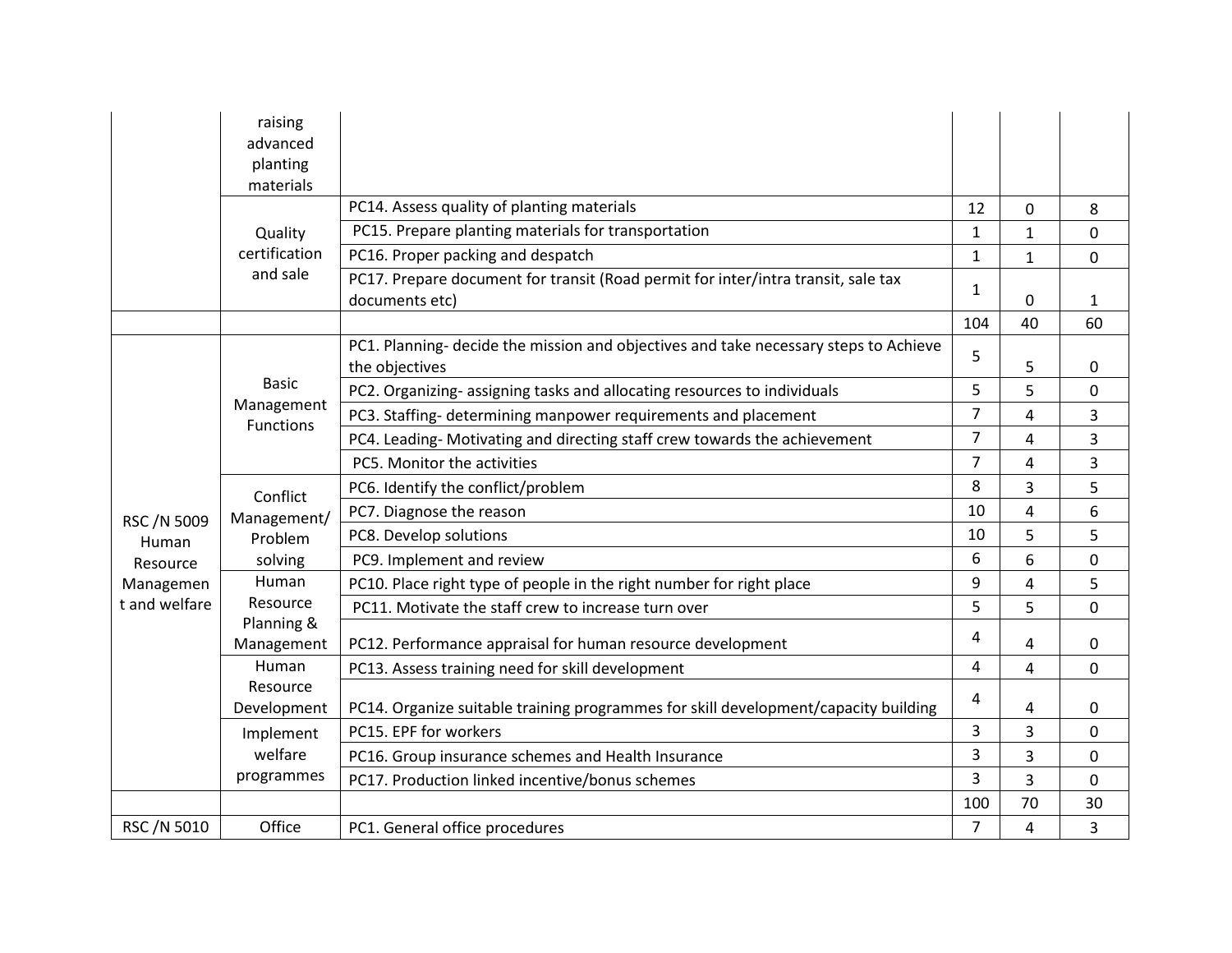| | | | | | |
|---|---|---|---|---|---|
| | raising advanced planting materials | | | | |
| | Quality certification and sale | PC14. Assess quality of planting materials | 12 | 0 | 8 |
| | | PC15. Prepare planting materials for transportation | 1 | 1 | 0 |
| | | PC16. Proper packing and despatch | 1 | 1 | 0 |
| | | PC17. Prepare document for transit (Road permit for inter/intra transit, sale tax documents etc) | 1 | 0 | 1 |
| | | | 104 | 40 | 60 |
| RSC /N 5009 Human Resource Management and welfare | Basic Management Functions | PC1. Planning- decide the mission and objectives and take necessary steps to Achieve the objectives | 5 | 5 | 0 |
| | | PC2. Organizing- assigning tasks and allocating resources to individuals | 5 | 5 | 0 |
| | | PC3. Staffing- determining manpower requirements and placement | 7 | 4 | 3 |
| | | PC4. Leading- Motivating and directing staff crew towards the achievement | 7 | 4 | 3 |
| | | PC5. Monitor the activities | 7 | 4 | 3 |
| | Conflict Management/ Problem solving | PC6. Identify the conflict/problem | 8 | 3 | 5 |
| | | PC7. Diagnose the reason | 10 | 4 | 6 |
| | | PC8. Develop solutions | 10 | 5 | 5 |
| | | PC9. Implement and review | 6 | 6 | 0 |
| | Human Resource Planning & Management | PC10. Place right type of people in the right number for right place | 9 | 4 | 5 |
| | | PC11. Motivate the staff crew to increase turn over | 5 | 5 | 0 |
| | | PC12. Performance appraisal for human resource development | 4 | 4 | 0 |
| | Human Resource Development | PC13. Assess training need for skill development | 4 | 4 | 0 |
| | | PC14. Organize suitable training programmes for skill development/capacity building | 4 | 4 | 0 |
| | Implement welfare programmes | PC15. EPF for workers | 3 | 3 | 0 |
| | | PC16. Group insurance schemes and Health Insurance | 3 | 3 | 0 |
| | | PC17. Production linked incentive/bonus schemes | 3 | 3 | 0 |
| | | | 100 | 70 | 30 |
| RSC /N 5010 | Office | PC1. General office procedures | 7 | 4 | 3 |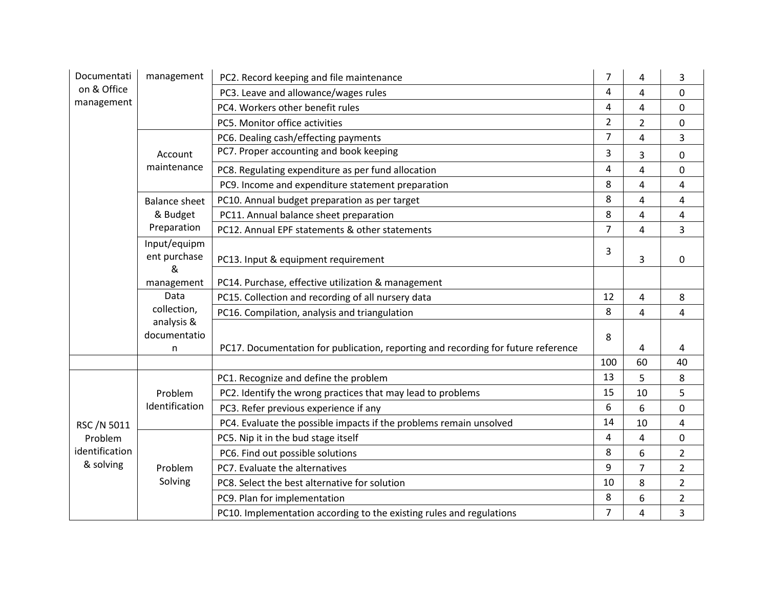| | | | | | |
|---|---|---|---|---|---|
| Documentation & Office management | management | PC2. Record keeping and file maintenance | 7 | 4 | 3 |
| | | PC3. Leave and allowance/wages rules | 4 | 4 | 0 |
| | | PC4. Workers other benefit rules | 4 | 4 | 0 |
| | | PC5. Monitor office activities | 2 | 2 | 0 |
| | Account maintenance | PC6. Dealing cash/effecting payments | 7 | 4 | 3 |
| | | PC7. Proper accounting and book keeping | 3 | 3 | 0 |
| | | PC8. Regulating expenditure as per fund allocation | 4 | 4 | 0 |
| | | PC9. Income and expenditure statement preparation | 8 | 4 | 4 |
| | Balance sheet & Budget Preparation | PC10. Annual budget preparation as per target | 8 | 4 | 4 |
| | | PC11. Annual balance sheet preparation | 8 | 4 | 4 |
| | | PC12. Annual EPF statements & other statements | 7 | 4 | 3 |
| | Input/equipment purchase & management | PC13. Input & equipment requirement | 3 | 3 | 0 |
| | | PC14. Purchase, effective utilization & management | | | |
| | Data collection, analysis & documentation | PC15. Collection and recording of all nursery data | 12 | 4 | 8 |
| | | PC16. Compilation, analysis and triangulation | 8 | 4 | 4 |
| | | PC17. Documentation for publication, reporting and recording for future reference | 8 | 4 | 4 |
| | | | 100 | 60 | 40 |
| RSC /N 5011 Problem identification & solving | Problem Identification | PC1. Recognize and define the problem | 13 | 5 | 8 |
| | | PC2. Identify the wrong practices that may lead to problems | 15 | 10 | 5 |
| | | PC3. Refer previous experience if any | 6 | 6 | 0 |
| | | PC4. Evaluate the possible impacts if the problems remain unsolved | 14 | 10 | 4 |
| | Problem Solving | PC5. Nip it in the bud stage itself | 4 | 4 | 0 |
| | | PC6. Find out possible solutions | 8 | 6 | 2 |
| | | PC7. Evaluate the alternatives | 9 | 7 | 2 |
| | | PC8. Select the best alternative for solution | 10 | 8 | 2 |
| | | PC9. Plan for implementation | 8 | 6 | 2 |
| | | PC10. Implementation according to the existing rules and regulations | 7 | 4 | 3 |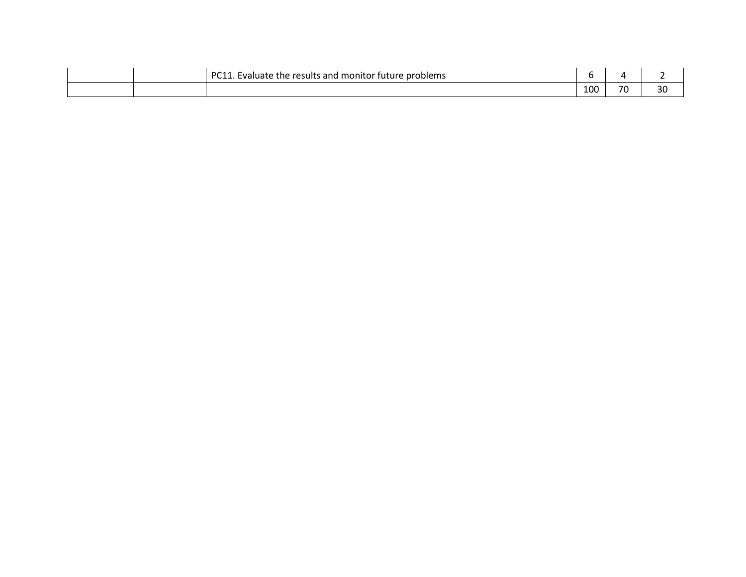| | | | | | |
|---|---|---|---|---|---|
| | | PC11. Evaluate the results and monitor future problems | 6 | 4 | 2 |
| | | | 100 | 70 | 30 |